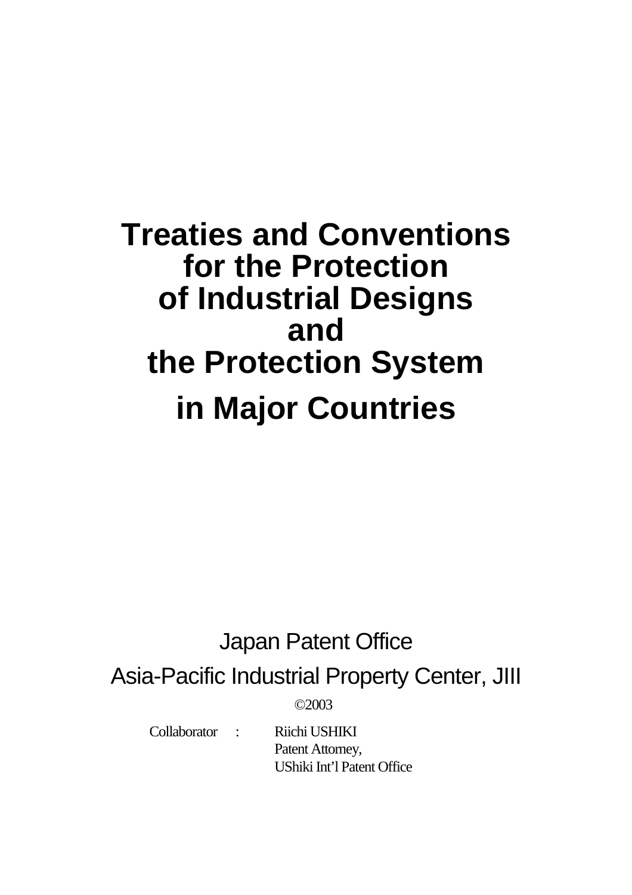# Treaties and Conventions for the Protection of Industrial Designs and the Protection System in Major Countries

Japan Patent Office

Asia-Pacific Industrial Property Center, JIII

©2003

Collaborator : Riichi USHIKI
Patent Attorney,
UShiki Int'l Patent Office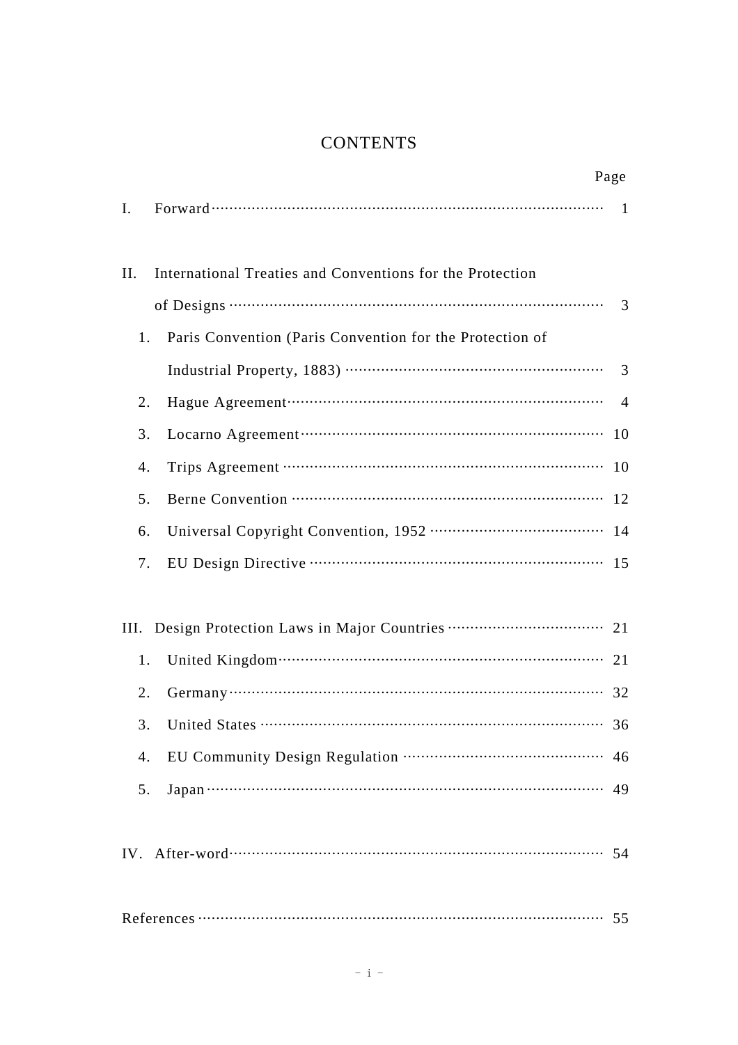# CONTENTS

| | Page |
|---|---|
| I. Forward | 1 |
| II. International Treaties and Conventions for the Protection of Designs | 3 |
| 1. Paris Convention (Paris Convention for the Protection of Industrial Property, 1883) | 3 |
| 2. Hague Agreement | 4 |
| 3. Locarno Agreement | 10 |
| 4. Trips Agreement | 10 |
| 5. Berne Convention | 12 |
| 6. Universal Copyright Convention, 1952 | 14 |
| 7. EU Design Directive | 15 |
| III. Design Protection Laws in Major Countries | 21 |
| 1. United Kingdom | 21 |
| 2. Germany | 32 |
| 3. United States | 36 |
| 4. EU Community Design Regulation | 46 |
| 5. Japan | 49 |
| IV. After-word | 54 |
| References | 55 |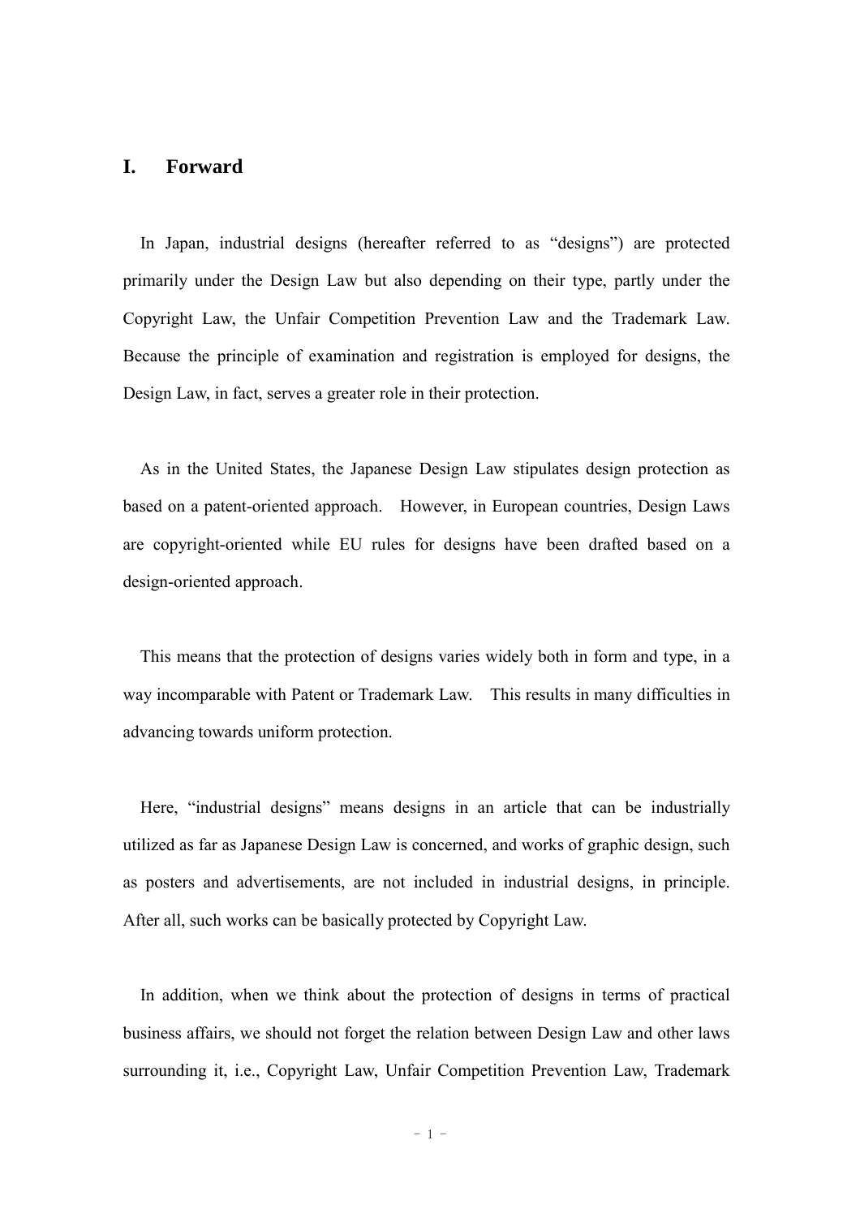## I. Forward

In Japan, industrial designs (hereafter referred to as “designs”) are protected primarily under the Design Law but also depending on their type, partly under the Copyright Law, the Unfair Competition Prevention Law and the Trademark Law. Because the principle of examination and registration is employed for designs, the Design Law, in fact, serves a greater role in their protection.

As in the United States, the Japanese Design Law stipulates design protection as based on a patent-oriented approach. However, in European countries, Design Laws are copyright-oriented while EU rules for designs have been drafted based on a design-oriented approach.

This means that the protection of designs varies widely both in form and type, in a way incomparable with Patent or Trademark Law. This results in many difficulties in advancing towards uniform protection.

Here, “industrial designs” means designs in an article that can be industrially utilized as far as Japanese Design Law is concerned, and works of graphic design, such as posters and advertisements, are not included in industrial designs, in principle. After all, such works can be basically protected by Copyright Law.

In addition, when we think about the protection of designs in terms of practical business affairs, we should not forget the relation between Design Law and other laws surrounding it, i.e., Copyright Law, Unfair Competition Prevention Law, Trademark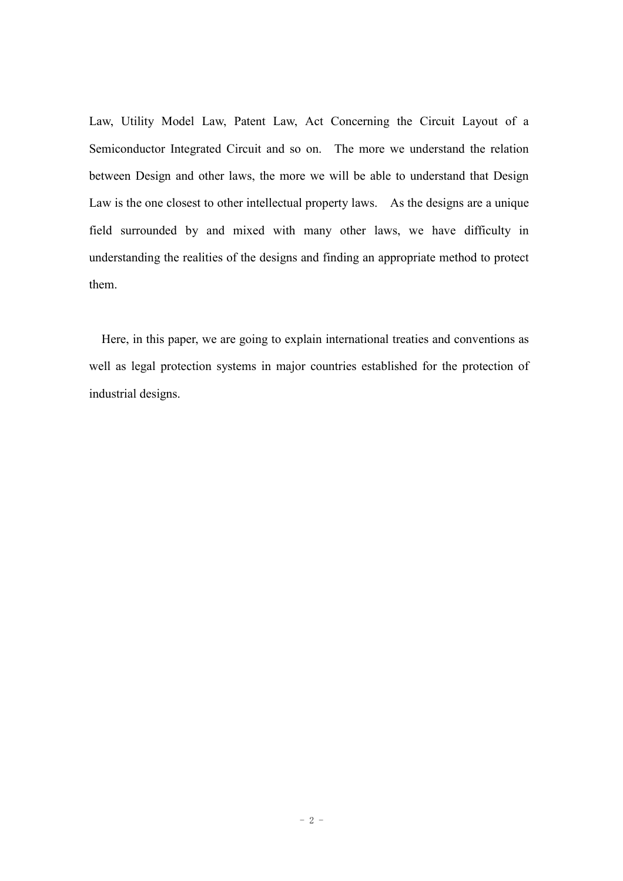Law, Utility Model Law, Patent Law, Act Concerning the Circuit Layout of a Semiconductor Integrated Circuit and so on. The more we understand the relation between Design and other laws, the more we will be able to understand that Design Law is the one closest to other intellectual property laws. As the designs are a unique field surrounded by and mixed with many other laws, we have difficulty in understanding the realities of the designs and finding an appropriate method to protect them.

Here, in this paper, we are going to explain international treaties and conventions as well as legal protection systems in major countries established for the protection of industrial designs.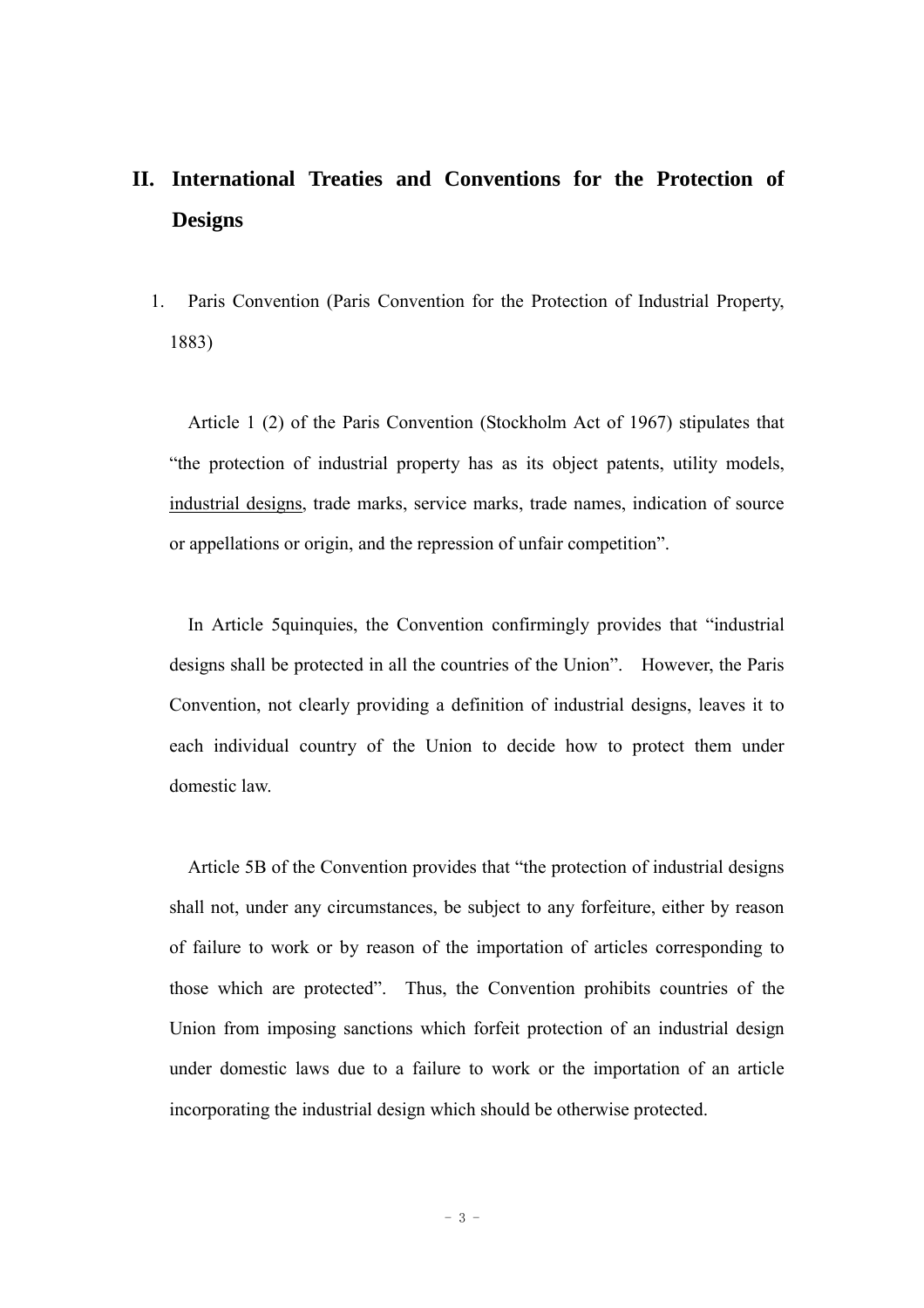## II. International Treaties and Conventions for the Protection of Designs

1. Paris Convention (Paris Convention for the Protection of Industrial Property, 1883)

Article 1 (2) of the Paris Convention (Stockholm Act of 1967) stipulates that "the protection of industrial property has as its object patents, utility models, <u>industrial designs</u>, trade marks, service marks, trade names, indication of source or appellations or origin, and the repression of unfair competition".

In Article 5quinquies, the Convention confirmingly provides that "industrial designs shall be protected in all the countries of the Union". However, the Paris Convention, not clearly providing a definition of industrial designs, leaves it to each individual country of the Union to decide how to protect them under domestic law.

Article 5B of the Convention provides that "the protection of industrial designs shall not, under any circumstances, be subject to any forfeiture, either by reason of failure to work or by reason of the importation of articles corresponding to those which are protected". Thus, the Convention prohibits countries of the Union from imposing sanctions which forfeit protection of an industrial design under domestic laws due to a failure to work or the importation of an article incorporating the industrial design which should be otherwise protected.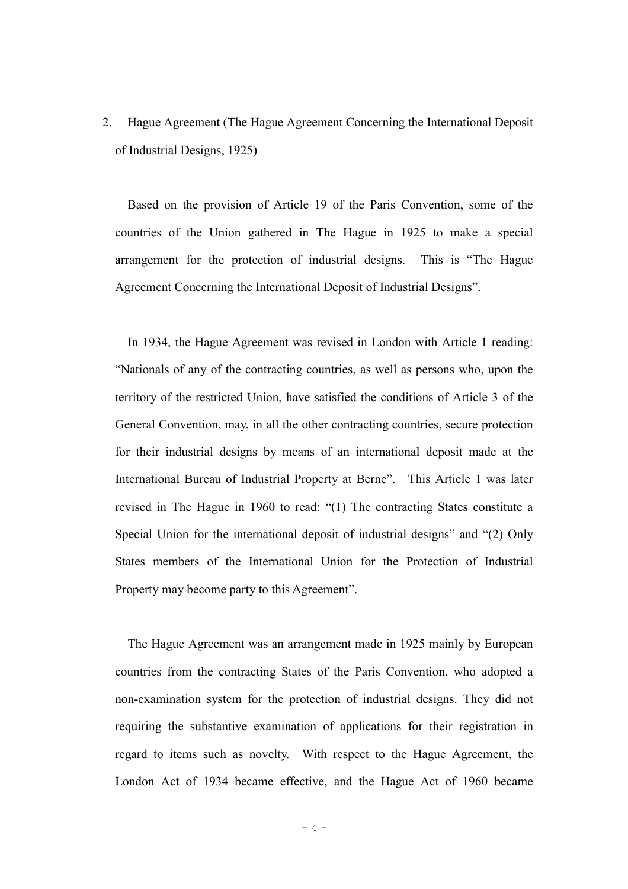2. Hague Agreement (The Hague Agreement Concerning the International Deposit of Industrial Designs, 1925)

Based on the provision of Article 19 of the Paris Convention, some of the countries of the Union gathered in The Hague in 1925 to make a special arrangement for the protection of industrial designs. This is "The Hague Agreement Concerning the International Deposit of Industrial Designs".

In 1934, the Hague Agreement was revised in London with Article 1 reading: "Nationals of any of the contracting countries, as well as persons who, upon the territory of the restricted Union, have satisfied the conditions of Article 3 of the General Convention, may, in all the other contracting countries, secure protection for their industrial designs by means of an international deposit made at the International Bureau of Industrial Property at Berne". This Article 1 was later revised in The Hague in 1960 to read: "(1) The contracting States constitute a Special Union for the international deposit of industrial designs" and "(2) Only States members of the International Union for the Protection of Industrial Property may become party to this Agreement".

The Hague Agreement was an arrangement made in 1925 mainly by European countries from the contracting States of the Paris Convention, who adopted a non-examination system for the protection of industrial designs. They did not requiring the substantive examination of applications for their registration in regard to items such as novelty. With respect to the Hague Agreement, the London Act of 1934 became effective, and the Hague Act of 1960 became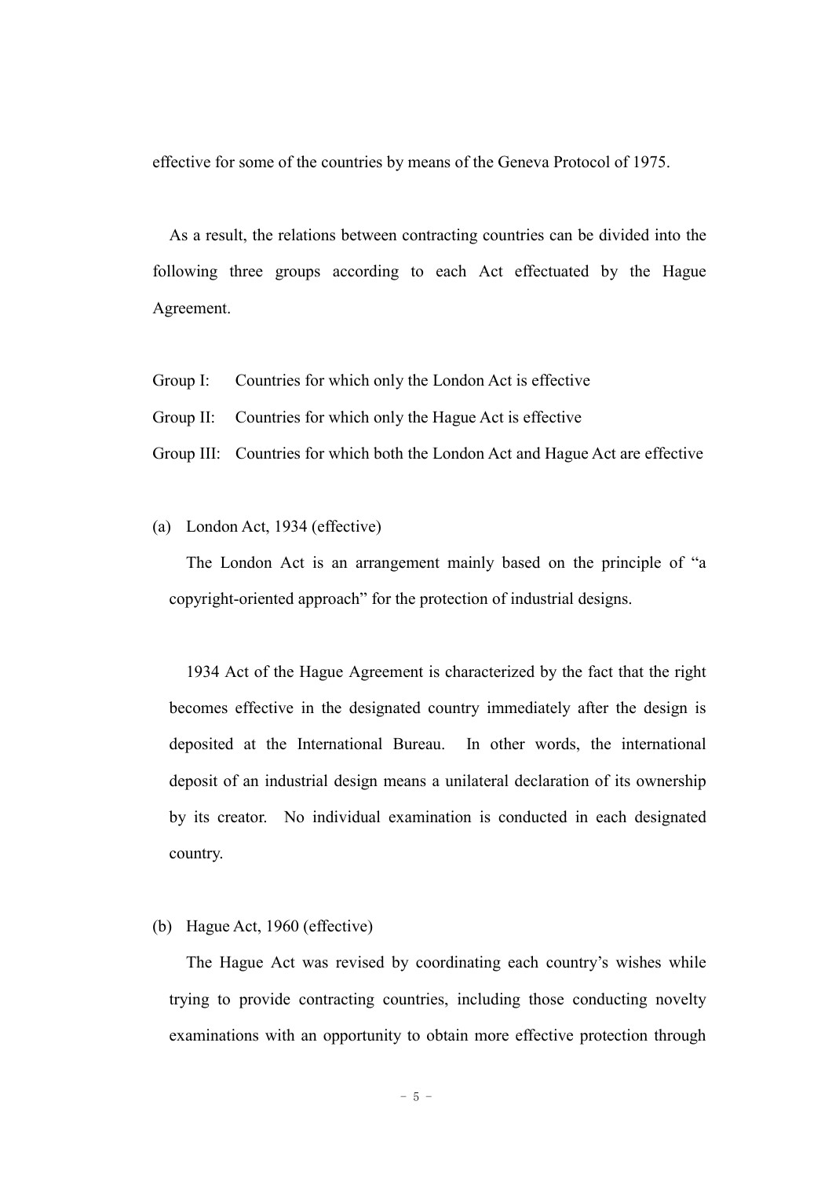effective for some of the countries by means of the Geneva Protocol of 1975.

As a result, the relations between contracting countries can be divided into the following three groups according to each Act effectuated by the Hague Agreement.

Group I: Countries for which only the London Act is effective

Group II: Countries for which only the Hague Act is effective

Group III: Countries for which both the London Act and Hague Act are effective

(a) London Act, 1934 (effective)

The London Act is an arrangement mainly based on the principle of "a copyright-oriented approach" for the protection of industrial designs.

1934 Act of the Hague Agreement is characterized by the fact that the right becomes effective in the designated country immediately after the design is deposited at the International Bureau. In other words, the international deposit of an industrial design means a unilateral declaration of its ownership by its creator. No individual examination is conducted in each designated country.

(b) Hague Act, 1960 (effective)

The Hague Act was revised by coordinating each country's wishes while trying to provide contracting countries, including those conducting novelty examinations with an opportunity to obtain more effective protection through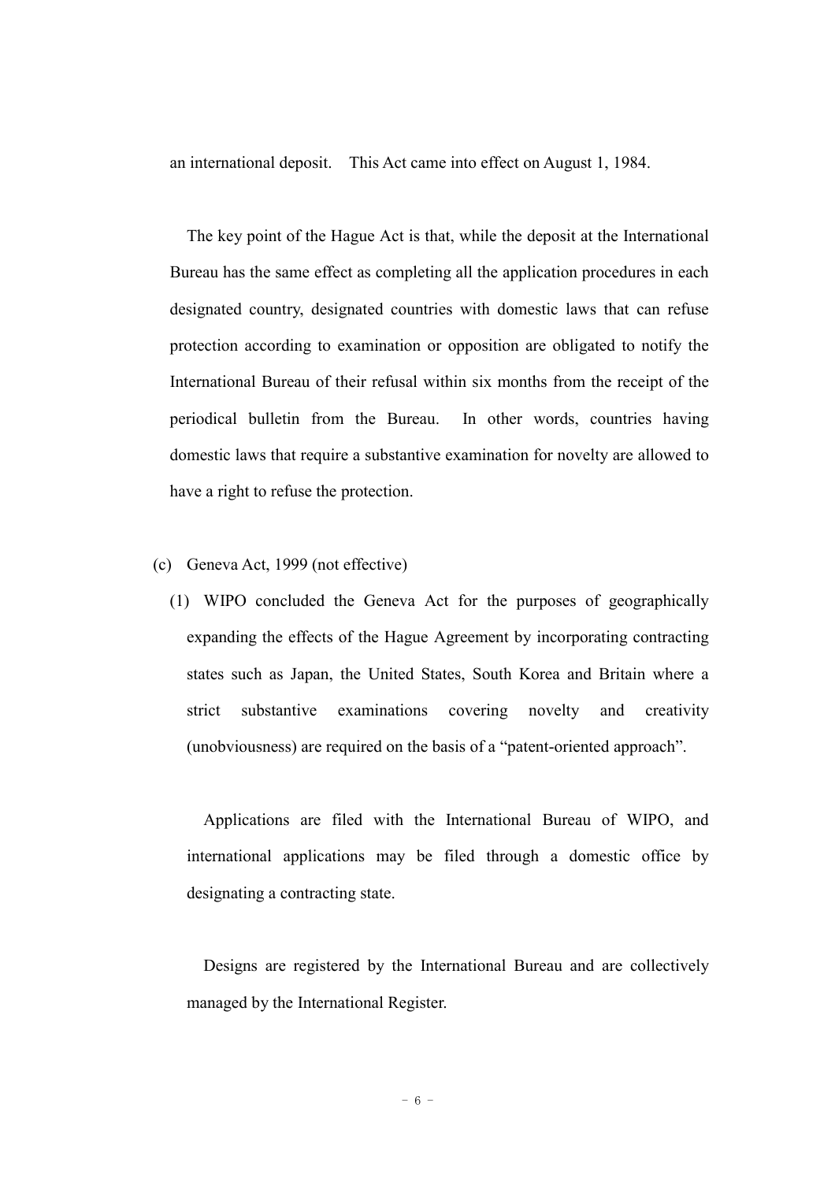an international deposit. This Act came into effect on August 1, 1984.

The key point of the Hague Act is that, while the deposit at the International Bureau has the same effect as completing all the application procedures in each designated country, designated countries with domestic laws that can refuse protection according to examination or opposition are obligated to notify the International Bureau of their refusal within six months from the receipt of the periodical bulletin from the Bureau. In other words, countries having domestic laws that require a substantive examination for novelty are allowed to have a right to refuse the protection.

(c) Geneva Act, 1999 (not effective)

(1) WIPO concluded the Geneva Act for the purposes of geographically expanding the effects of the Hague Agreement by incorporating contracting states such as Japan, the United States, South Korea and Britain where a strict substantive examinations covering novelty and creativity (unobviousness) are required on the basis of a “patent-oriented approach”.

Applications are filed with the International Bureau of WIPO, and international applications may be filed through a domestic office by designating a contracting state.

Designs are registered by the International Bureau and are collectively managed by the International Register.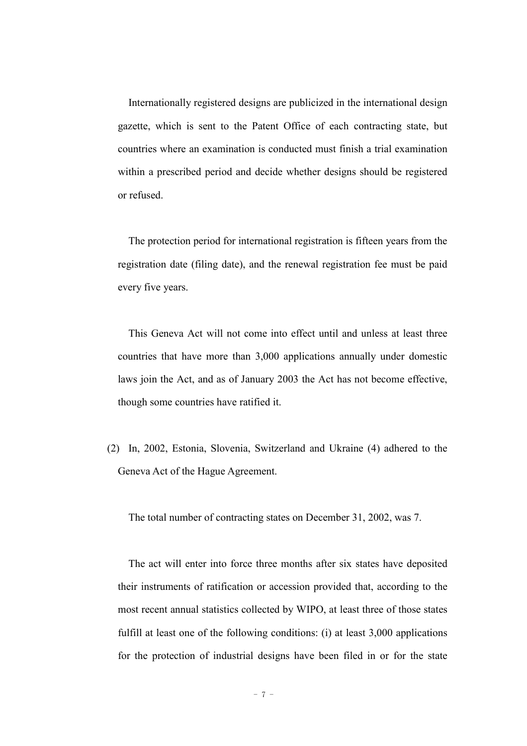Internationally registered designs are publicized in the international design gazette, which is sent to the Patent Office of each contracting state, but countries where an examination is conducted must finish a trial examination within a prescribed period and decide whether designs should be registered or refused.

The protection period for international registration is fifteen years from the registration date (filing date), and the renewal registration fee must be paid every five years.

This Geneva Act will not come into effect until and unless at least three countries that have more than 3,000 applications annually under domestic laws join the Act, and as of January 2003 the Act has not become effective, though some countries have ratified it.

(2) In, 2002, Estonia, Slovenia, Switzerland and Ukraine (4) adhered to the Geneva Act of the Hague Agreement.

The total number of contracting states on December 31, 2002, was 7.

The act will enter into force three months after six states have deposited their instruments of ratification or accession provided that, according to the most recent annual statistics collected by WIPO, at least three of those states fulfill at least one of the following conditions: (i) at least 3,000 applications for the protection of industrial designs have been filed in or for the state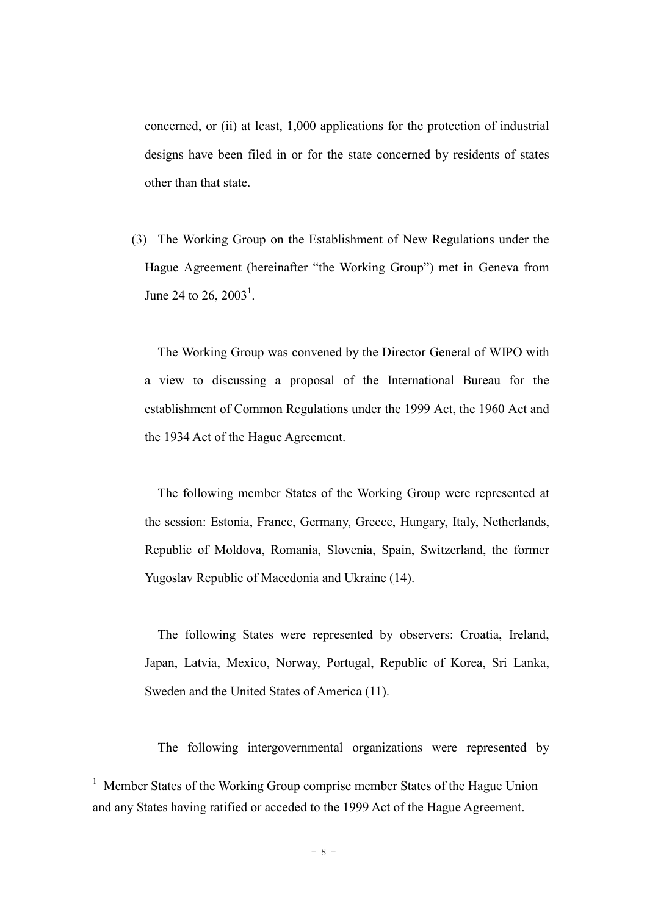concerned, or (ii) at least, 1,000 applications for the protection of industrial designs have been filed in or for the state concerned by residents of states other than that state.

(3) The Working Group on the Establishment of New Regulations under the Hague Agreement (hereinafter "the Working Group") met in Geneva from June 24 to 26, 2003[1].

The Working Group was convened by the Director General of WIPO with a view to discussing a proposal of the International Bureau for the establishment of Common Regulations under the 1999 Act, the 1960 Act and the 1934 Act of the Hague Agreement.

The following member States of the Working Group were represented at the session: Estonia, France, Germany, Greece, Hungary, Italy, Netherlands, Republic of Moldova, Romania, Slovenia, Spain, Switzerland, the former Yugoslav Republic of Macedonia and Ukraine (14).

The following States were represented by observers: Croatia, Ireland, Japan, Latvia, Mexico, Norway, Portugal, Republic of Korea, Sri Lanka, Sweden and the United States of America (11).

The following intergovernmental organizations were represented by

---

[1] Member States of the Working Group comprise member States of the Hague Union and any States having ratified or acceded to the 1999 Act of the Hague Agreement.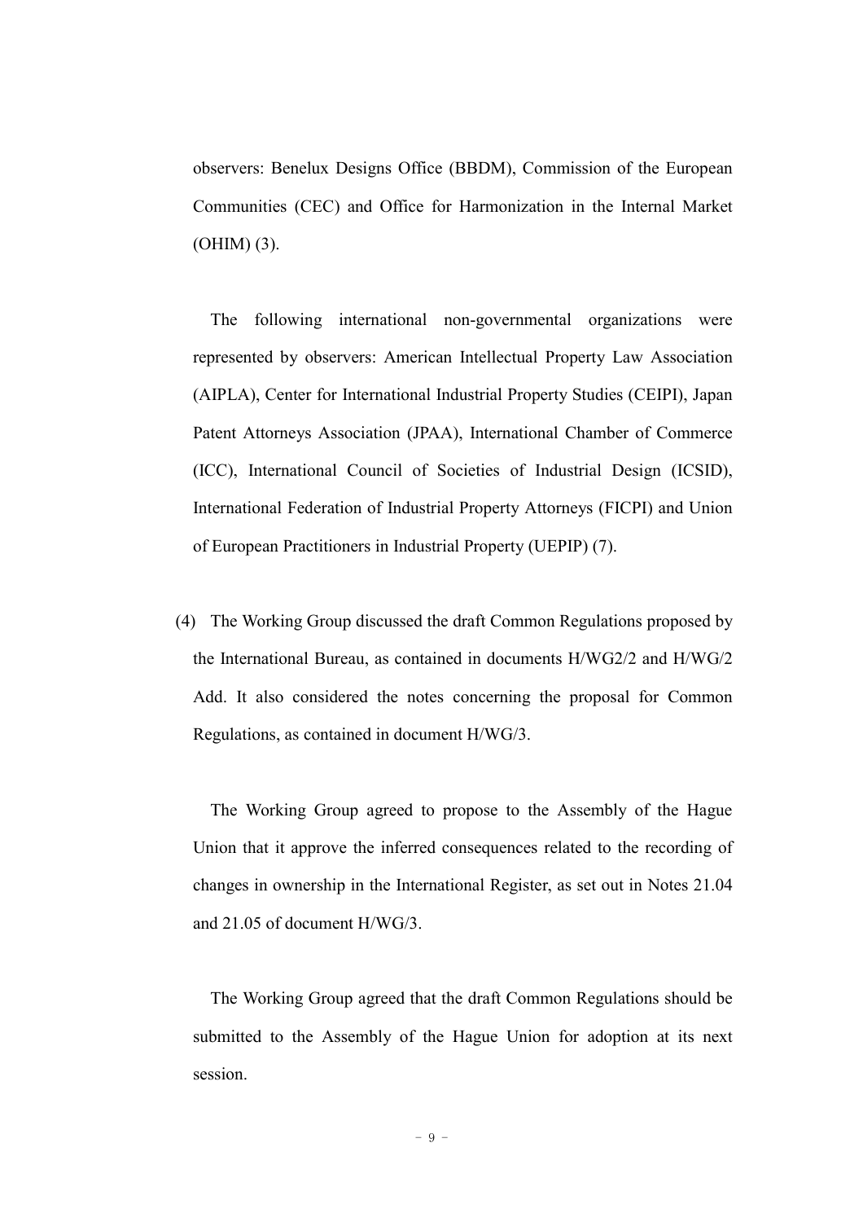observers: Benelux Designs Office (BBDM), Commission of the European Communities (CEC) and Office for Harmonization in the Internal Market (OHIM) (3).

The following international non-governmental organizations were represented by observers: American Intellectual Property Law Association (AIPLA), Center for International Industrial Property Studies (CEIPI), Japan Patent Attorneys Association (JPAA), International Chamber of Commerce (ICC), International Council of Societies of Industrial Design (ICSID), International Federation of Industrial Property Attorneys (FICPI) and Union of European Practitioners in Industrial Property (UEPIP) (7).

(4) The Working Group discussed the draft Common Regulations proposed by the International Bureau, as contained in documents H/WG2/2 and H/WG/2 Add. It also considered the notes concerning the proposal for Common Regulations, as contained in document H/WG/3.

The Working Group agreed to propose to the Assembly of the Hague Union that it approve the inferred consequences related to the recording of changes in ownership in the International Register, as set out in Notes 21.04 and 21.05 of document H/WG/3.

The Working Group agreed that the draft Common Regulations should be submitted to the Assembly of the Hague Union for adoption at its next session.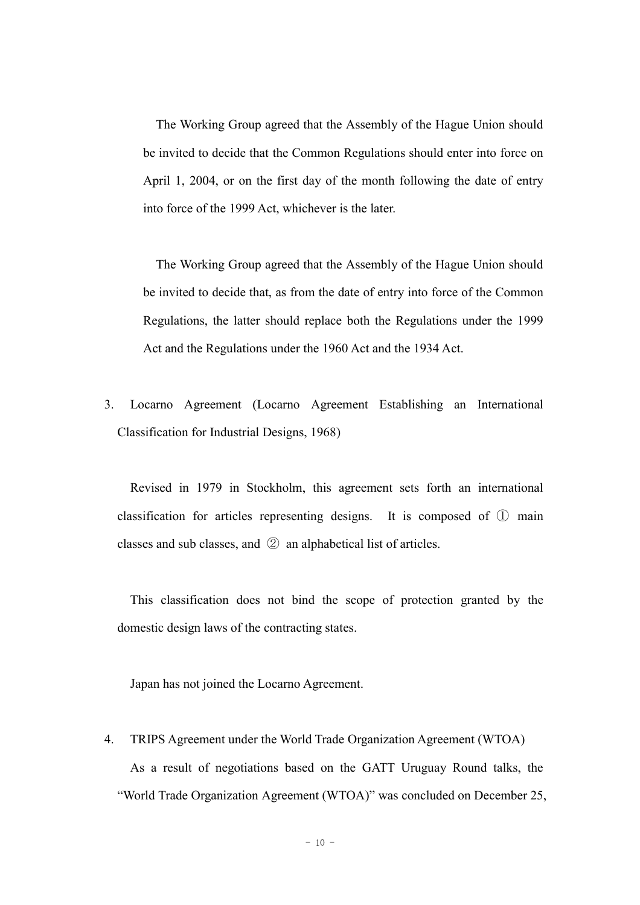The Working Group agreed that the Assembly of the Hague Union should be invited to decide that the Common Regulations should enter into force on April 1, 2004, or on the first day of the month following the date of entry into force of the 1999 Act, whichever is the later.

The Working Group agreed that the Assembly of the Hague Union should be invited to decide that, as from the date of entry into force of the Common Regulations, the latter should replace both the Regulations under the 1999 Act and the Regulations under the 1960 Act and the 1934 Act.

3. Locarno Agreement (Locarno Agreement Establishing an International Classification for Industrial Designs, 1968)

Revised in 1979 in Stockholm, this agreement sets forth an international classification for articles representing designs. It is composed of ① main classes and sub classes, and ② an alphabetical list of articles.

This classification does not bind the scope of protection granted by the domestic design laws of the contracting states.

Japan has not joined the Locarno Agreement.

4. TRIPS Agreement under the World Trade Organization Agreement (WTOA)

As a result of negotiations based on the GATT Uruguay Round talks, the "World Trade Organization Agreement (WTOA)" was concluded on December 25,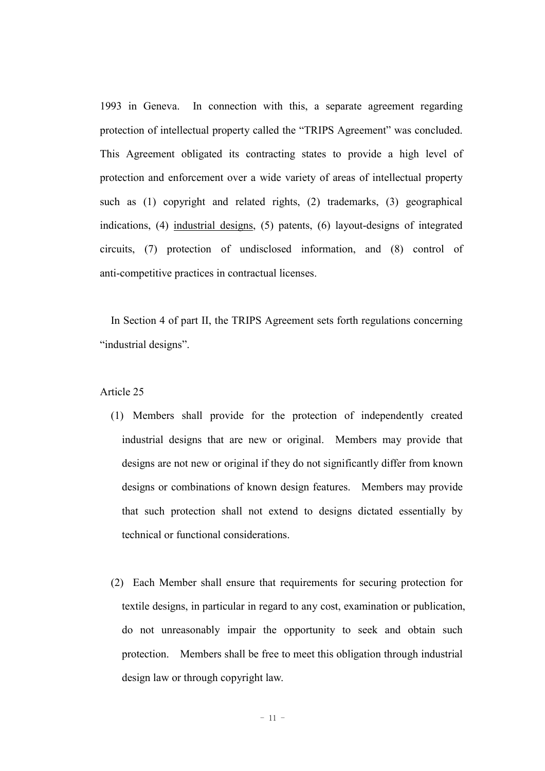1993 in Geneva. In connection with this, a separate agreement regarding protection of intellectual property called the "TRIPS Agreement" was concluded. This Agreement obligated its contracting states to provide a high level of protection and enforcement over a wide variety of areas of intellectual property such as (1) copyright and related rights, (2) trademarks, (3) geographical indications, (4) <u>industrial designs</u>, (5) patents, (6) layout-designs of integrated circuits, (7) protection of undisclosed information, and (8) control of anti-competitive practices in contractual licenses.

In Section 4 of part II, the TRIPS Agreement sets forth regulations concerning "industrial designs".

Article 25

(1) Members shall provide for the protection of independently created industrial designs that are new or original. Members may provide that designs are not new or original if they do not significantly differ from known designs or combinations of known design features. Members may provide that such protection shall not extend to designs dictated essentially by technical or functional considerations.

(2) Each Member shall ensure that requirements for securing protection for textile designs, in particular in regard to any cost, examination or publication, do not unreasonably impair the opportunity to seek and obtain such protection. Members shall be free to meet this obligation through industrial design law or through copyright law.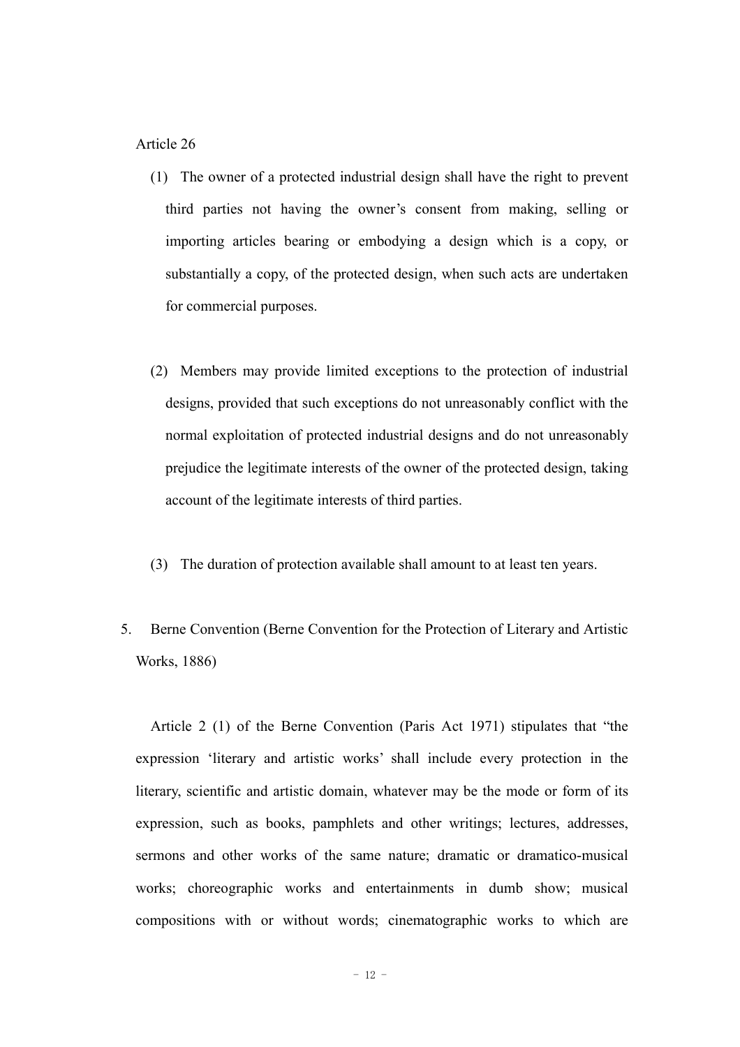Article 26

(1) The owner of a protected industrial design shall have the right to prevent third parties not having the owner's consent from making, selling or importing articles bearing or embodying a design which is a copy, or substantially a copy, of the protected design, when such acts are undertaken for commercial purposes.

(2) Members may provide limited exceptions to the protection of industrial designs, provided that such exceptions do not unreasonably conflict with the normal exploitation of protected industrial designs and do not unreasonably prejudice the legitimate interests of the owner of the protected design, taking account of the legitimate interests of third parties.

(3) The duration of protection available shall amount to at least ten years.

5. Berne Convention (Berne Convention for the Protection of Literary and Artistic Works, 1886)

Article 2 (1) of the Berne Convention (Paris Act 1971) stipulates that "the expression 'literary and artistic works' shall include every protection in the literary, scientific and artistic domain, whatever may be the mode or form of its expression, such as books, pamphlets and other writings; lectures, addresses, sermons and other works of the same nature; dramatic or dramatico-musical works; choreographic works and entertainments in dumb show; musical compositions with or without words; cinematographic works to which are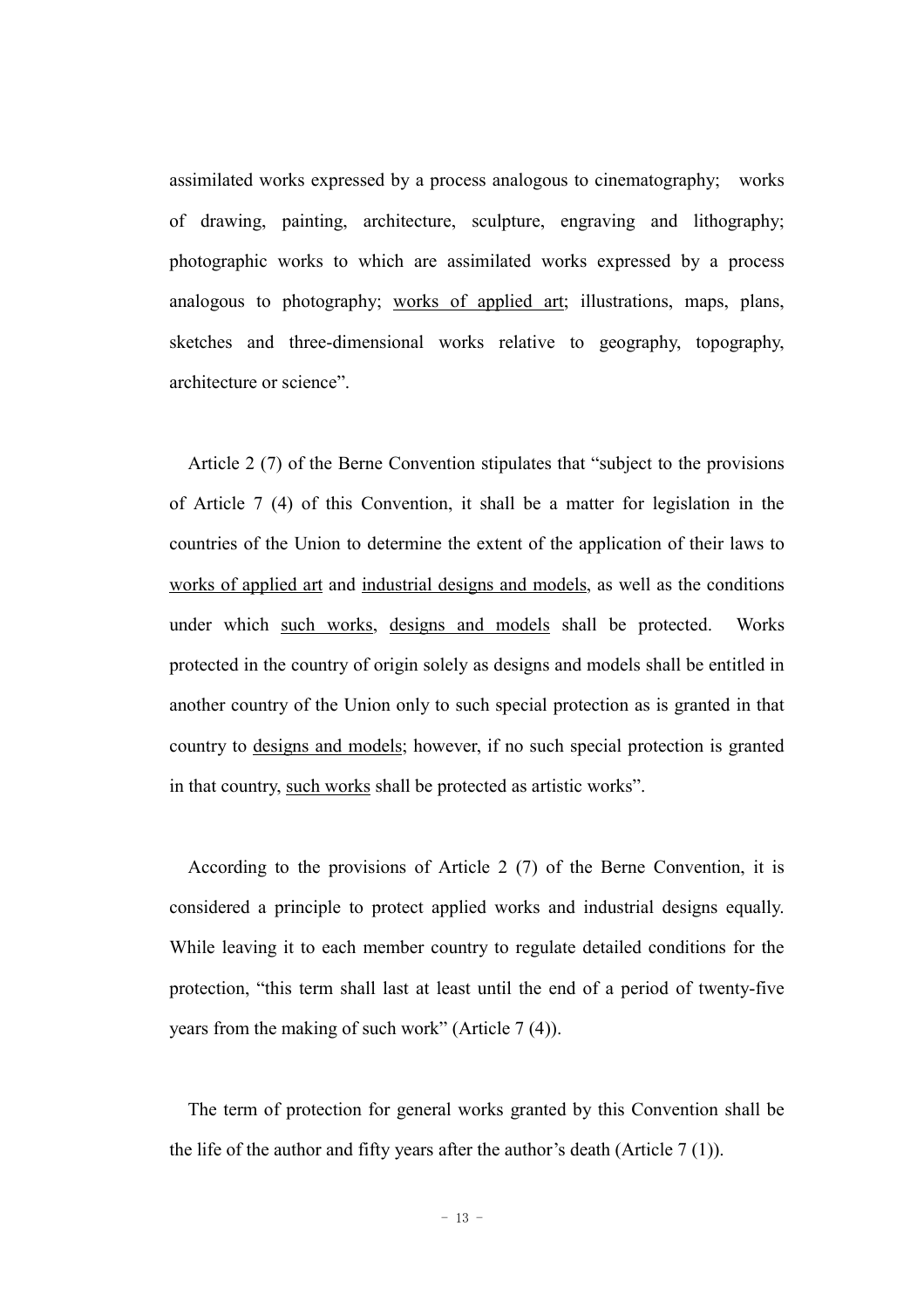assimilated works expressed by a process analogous to cinematography; works of drawing, painting, architecture, sculpture, engraving and lithography; photographic works to which are assimilated works expressed by a process analogous to photography; <u>works of applied art</u>; illustrations, maps, plans, sketches and three-dimensional works relative to geography, topography, architecture or science".

Article 2 (7) of the Berne Convention stipulates that "subject to the provisions of Article 7 (4) of this Convention, it shall be a matter for legislation in the countries of the Union to determine the extent of the application of their laws to <u>works of applied art</u> and <u>industrial designs and models</u>, as well as the conditions under which <u>such works</u>, <u>designs and models</u> shall be protected. Works protected in the country of origin solely as designs and models shall be entitled in another country of the Union only to such special protection as is granted in that country to <u>designs and models</u>; however, if no such special protection is granted in that country, <u>such works</u> shall be protected as artistic works".

According to the provisions of Article 2 (7) of the Berne Convention, it is considered a principle to protect applied works and industrial designs equally. While leaving it to each member country to regulate detailed conditions for the protection, "this term shall last at least until the end of a period of twenty-five years from the making of such work" (Article 7 (4)).

The term of protection for general works granted by this Convention shall be the life of the author and fifty years after the author's death (Article 7 (1)).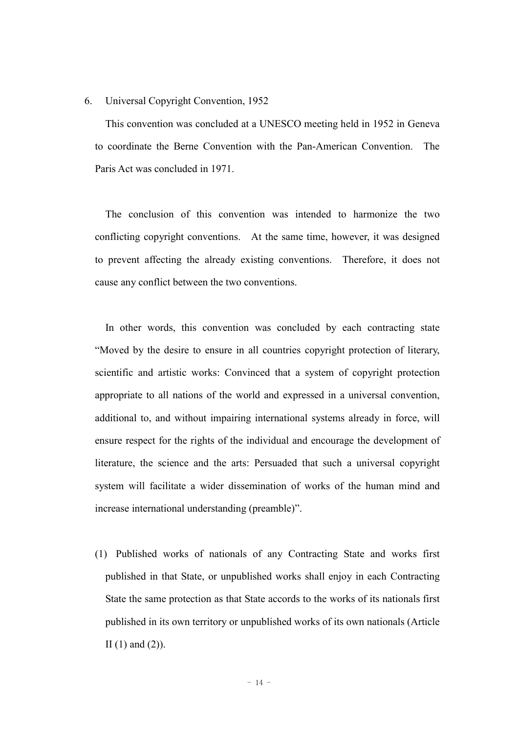## 6. Universal Copyright Convention, 1952

This convention was concluded at a UNESCO meeting held in 1952 in Geneva to coordinate the Berne Convention with the Pan-American Convention. The Paris Act was concluded in 1971.

The conclusion of this convention was intended to harmonize the two conflicting copyright conventions. At the same time, however, it was designed to prevent affecting the already existing conventions. Therefore, it does not cause any conflict between the two conventions.

In other words, this convention was concluded by each contracting state "Moved by the desire to ensure in all countries copyright protection of literary, scientific and artistic works: Convinced that a system of copyright protection appropriate to all nations of the world and expressed in a universal convention, additional to, and without impairing international systems already in force, will ensure respect for the rights of the individual and encourage the development of literature, the science and the arts: Persuaded that such a universal copyright system will facilitate a wider dissemination of works of the human mind and increase international understanding (preamble)".

(1) Published works of nationals of any Contracting State and works first published in that State, or unpublished works shall enjoy in each Contracting State the same protection as that State accords to the works of its nationals first published in its own territory or unpublished works of its own nationals (Article II (1) and (2)).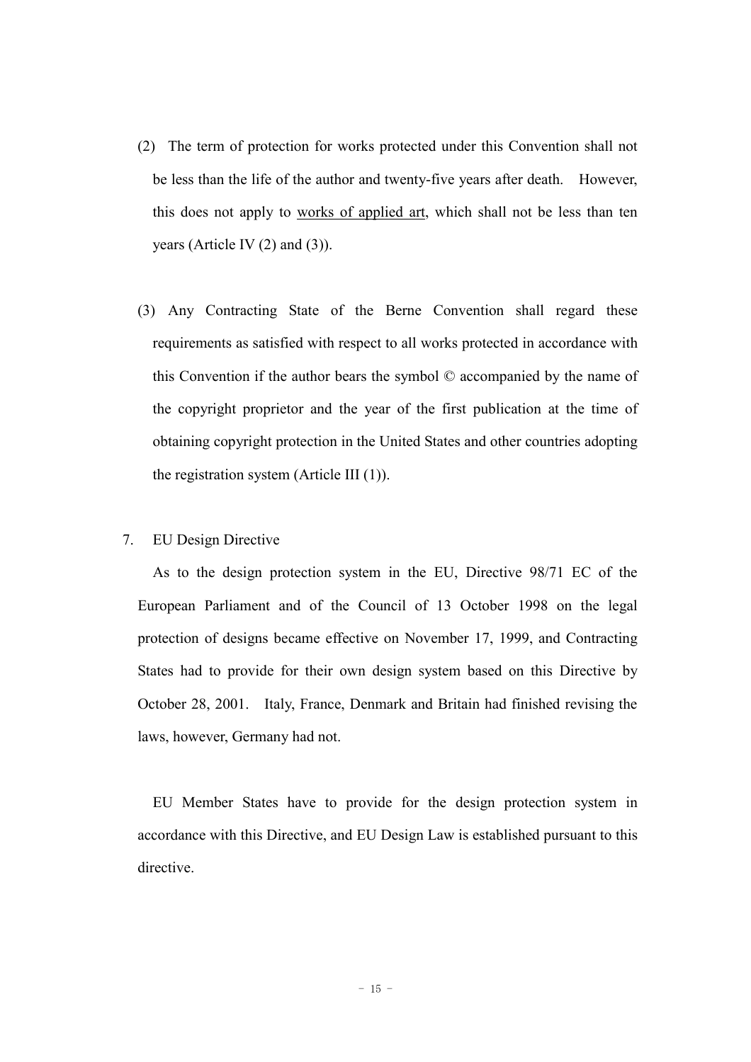(2) The term of protection for works protected under this Convention shall not be less than the life of the author and twenty-five years after death. However, this does not apply to <u>works of applied art</u>, which shall not be less than ten years (Article IV (2) and (3)).

(3) Any Contracting State of the Berne Convention shall regard these requirements as satisfied with respect to all works protected in accordance with this Convention if the author bears the symbol © accompanied by the name of the copyright proprietor and the year of the first publication at the time of obtaining copyright protection in the United States and other countries adopting the registration system (Article III (1)).

7. EU Design Directive

As to the design protection system in the EU, Directive 98/71 EC of the European Parliament and of the Council of 13 October 1998 on the legal protection of designs became effective on November 17, 1999, and Contracting States had to provide for their own design system based on this Directive by October 28, 2001. Italy, France, Denmark and Britain had finished revising the laws, however, Germany had not.

EU Member States have to provide for the design protection system in accordance with this Directive, and EU Design Law is established pursuant to this directive.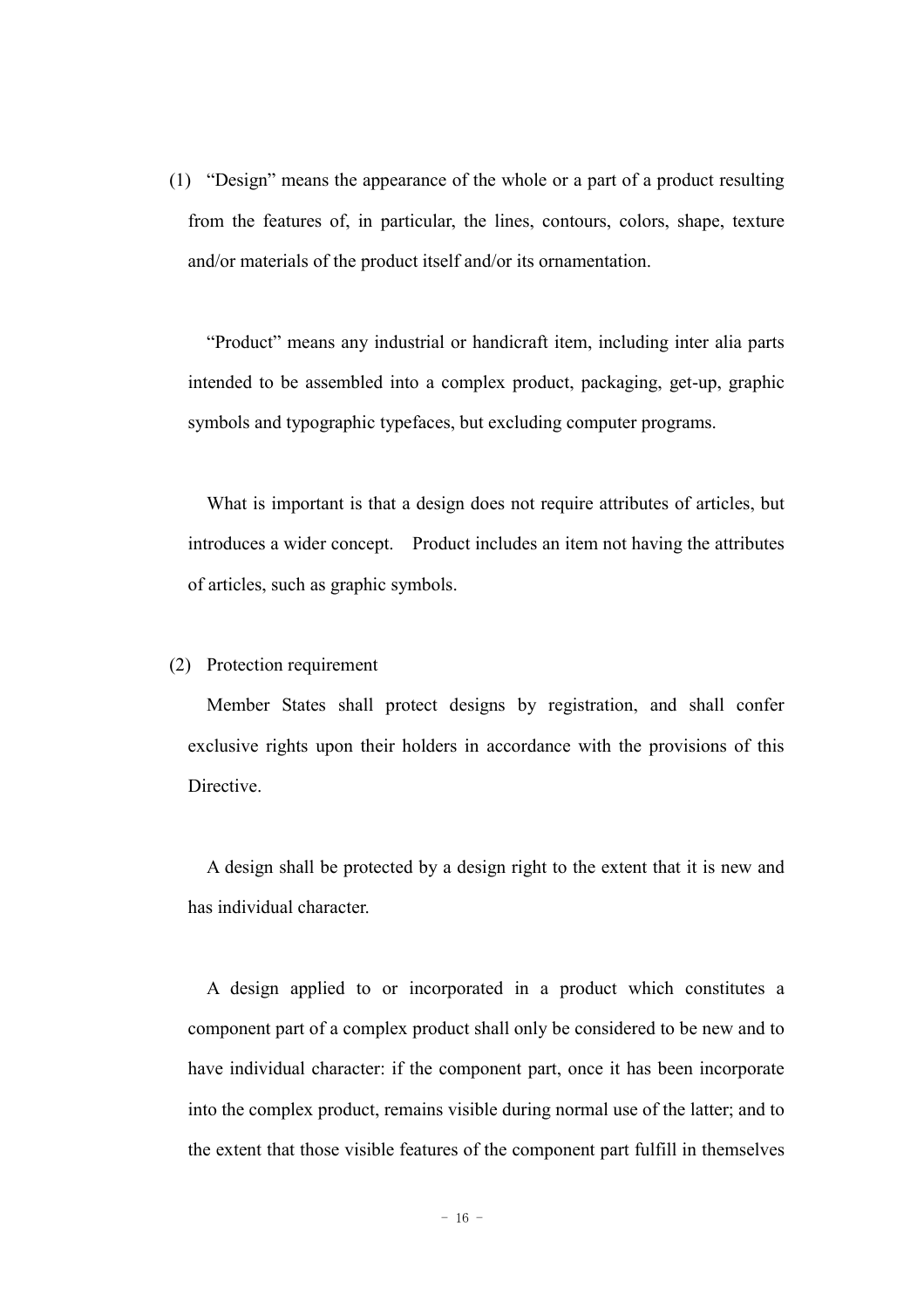(1) “Design” means the appearance of the whole or a part of a product resulting from the features of, in particular, the lines, contours, colors, shape, texture and/or materials of the product itself and/or its ornamentation.

“Product” means any industrial or handicraft item, including inter alia parts intended to be assembled into a complex product, packaging, get-up, graphic symbols and typographic typefaces, but excluding computer programs.

What is important is that a design does not require attributes of articles, but introduces a wider concept. Product includes an item not having the attributes of articles, such as graphic symbols.

(2) Protection requirement

Member States shall protect designs by registration, and shall confer exclusive rights upon their holders in accordance with the provisions of this Directive.

A design shall be protected by a design right to the extent that it is new and has individual character.

A design applied to or incorporated in a product which constitutes a component part of a complex product shall only be considered to be new and to have individual character: if the component part, once it has been incorporate into the complex product, remains visible during normal use of the latter; and to the extent that those visible features of the component part fulfill in themselves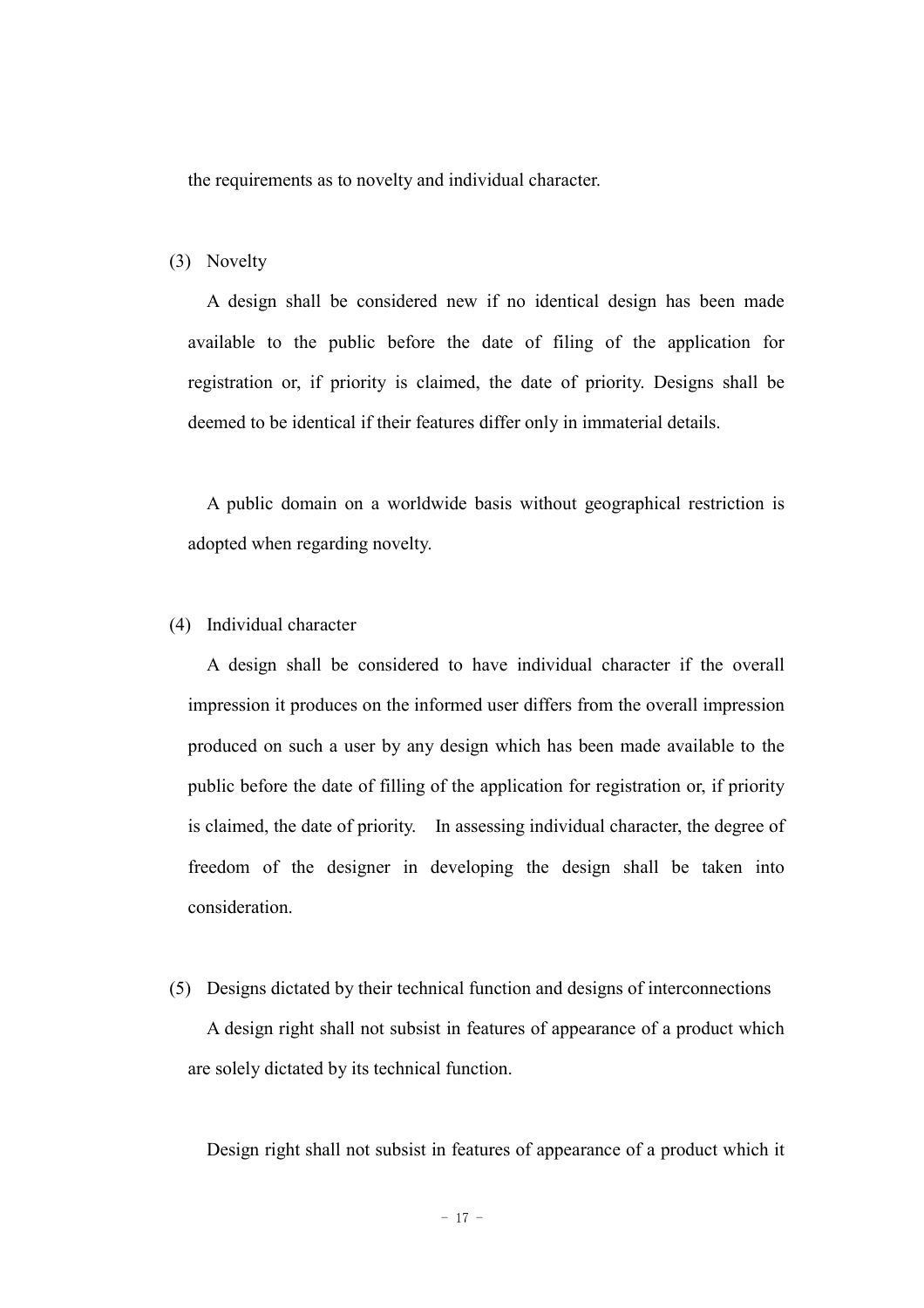the requirements as to novelty and individual character.

(3) Novelty

A design shall be considered new if no identical design has been made available to the public before the date of filing of the application for registration or, if priority is claimed, the date of priority. Designs shall be deemed to be identical if their features differ only in immaterial details.

A public domain on a worldwide basis without geographical restriction is adopted when regarding novelty.

(4) Individual character

A design shall be considered to have individual character if the overall impression it produces on the informed user differs from the overall impression produced on such a user by any design which has been made available to the public before the date of filling of the application for registration or, if priority is claimed, the date of priority. In assessing individual character, the degree of freedom of the designer in developing the design shall be taken into consideration.

(5) Designs dictated by their technical function and designs of interconnections

A design right shall not subsist in features of appearance of a product which are solely dictated by its technical function.

Design right shall not subsist in features of appearance of a product which it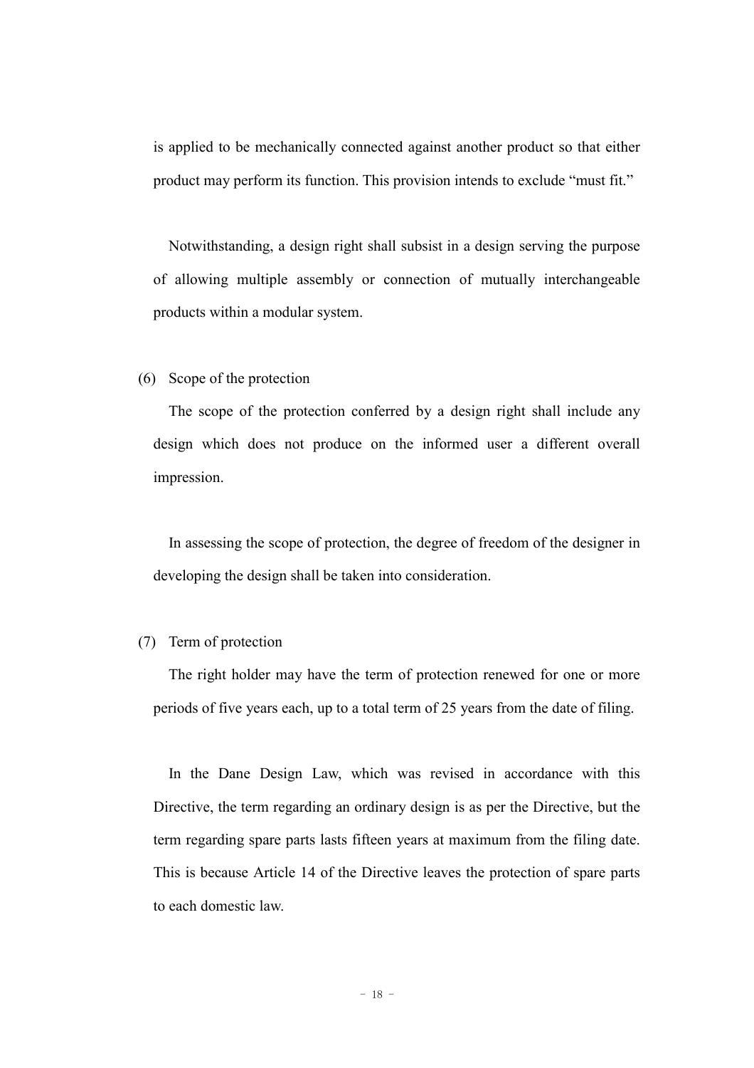is applied to be mechanically connected against another product so that either product may perform its function. This provision intends to exclude “must fit.”

Notwithstanding, a design right shall subsist in a design serving the purpose of allowing multiple assembly or connection of mutually interchangeable products within a modular system.

(6) Scope of the protection

The scope of the protection conferred by a design right shall include any design which does not produce on the informed user a different overall impression.

In assessing the scope of protection, the degree of freedom of the designer in developing the design shall be taken into consideration.

(7) Term of protection

The right holder may have the term of protection renewed for one or more periods of five years each, up to a total term of 25 years from the date of filing.

In the Dane Design Law, which was revised in accordance with this Directive, the term regarding an ordinary design is as per the Directive, but the term regarding spare parts lasts fifteen years at maximum from the filing date. This is because Article 14 of the Directive leaves the protection of spare parts to each domestic law.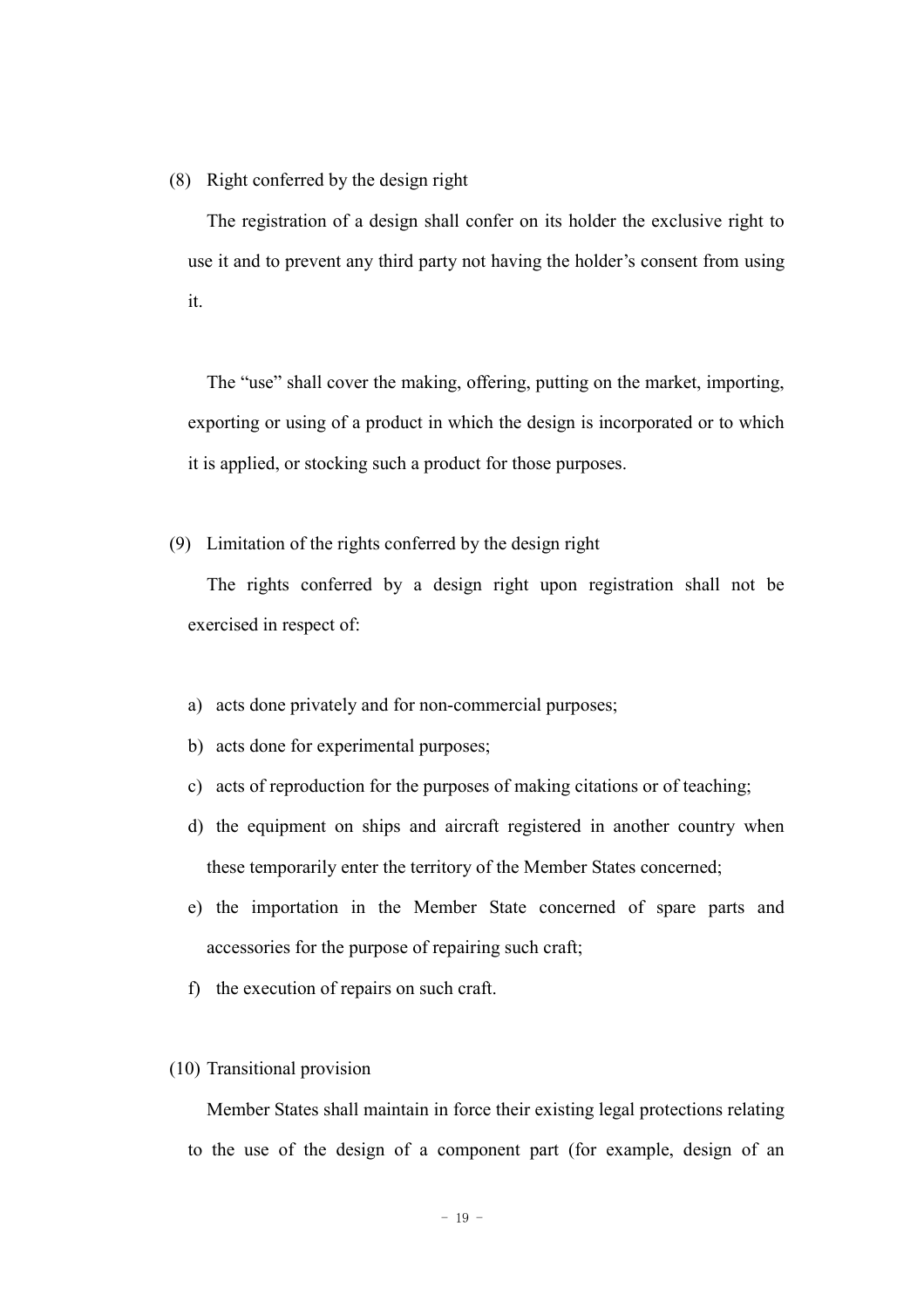(8) Right conferred by the design right

The registration of a design shall confer on its holder the exclusive right to use it and to prevent any third party not having the holder's consent from using it.

The "use" shall cover the making, offering, putting on the market, importing, exporting or using of a product in which the design is incorporated or to which it is applied, or stocking such a product for those purposes.

(9) Limitation of the rights conferred by the design right

The rights conferred by a design right upon registration shall not be exercised in respect of:

a) acts done privately and for non-commercial purposes;
b) acts done for experimental purposes;
c) acts of reproduction for the purposes of making citations or of teaching;
d) the equipment on ships and aircraft registered in another country when these temporarily enter the territory of the Member States concerned;
e) the importation in the Member State concerned of spare parts and accessories for the purpose of repairing such craft;
f) the execution of repairs on such craft.

(10) Transitional provision

Member States shall maintain in force their existing legal protections relating to the use of the design of a component part (for example, design of an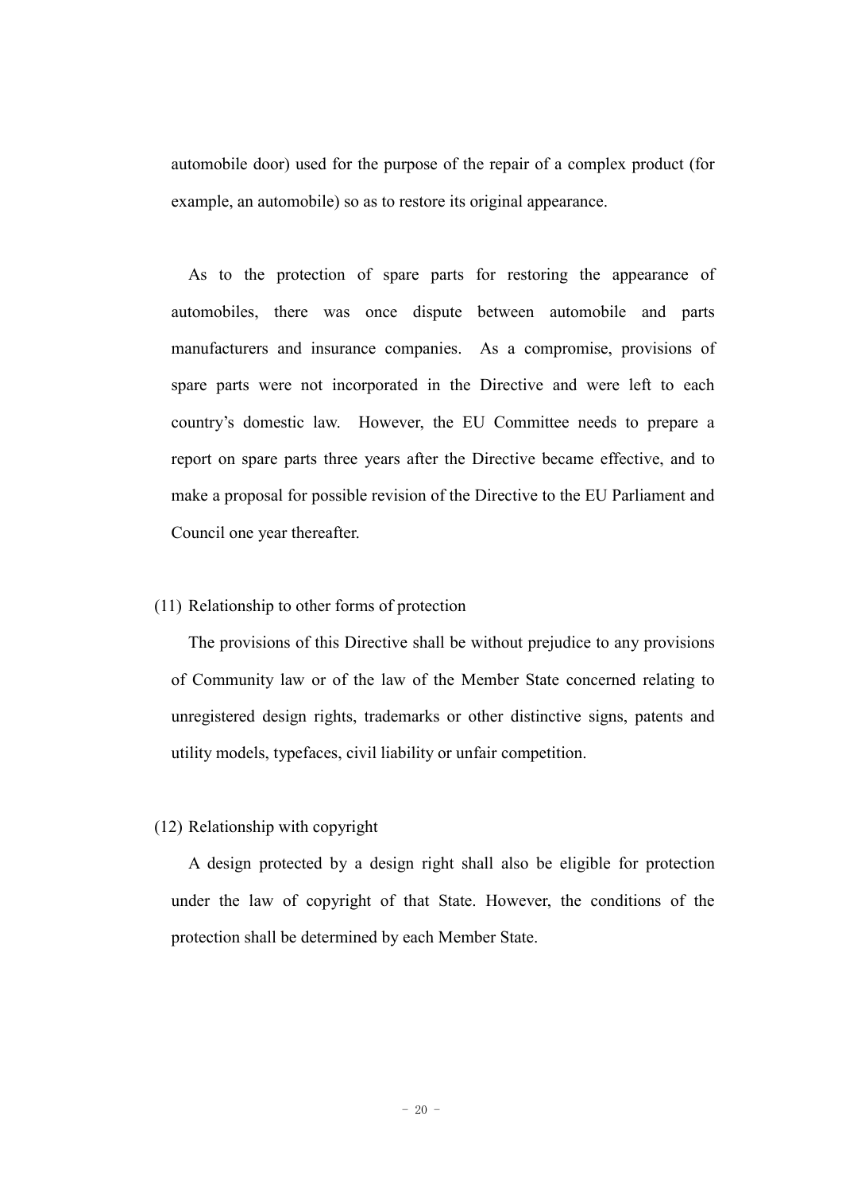automobile door) used for the purpose of the repair of a complex product (for example, an automobile) so as to restore its original appearance.

As to the protection of spare parts for restoring the appearance of automobiles, there was once dispute between automobile and parts manufacturers and insurance companies. As a compromise, provisions of spare parts were not incorporated in the Directive and were left to each country's domestic law. However, the EU Committee needs to prepare a report on spare parts three years after the Directive became effective, and to make a proposal for possible revision of the Directive to the EU Parliament and Council one year thereafter.

(11) Relationship to other forms of protection

The provisions of this Directive shall be without prejudice to any provisions of Community law or of the law of the Member State concerned relating to unregistered design rights, trademarks or other distinctive signs, patents and utility models, typefaces, civil liability or unfair competition.

(12) Relationship with copyright

A design protected by a design right shall also be eligible for protection under the law of copyright of that State. However, the conditions of the protection shall be determined by each Member State.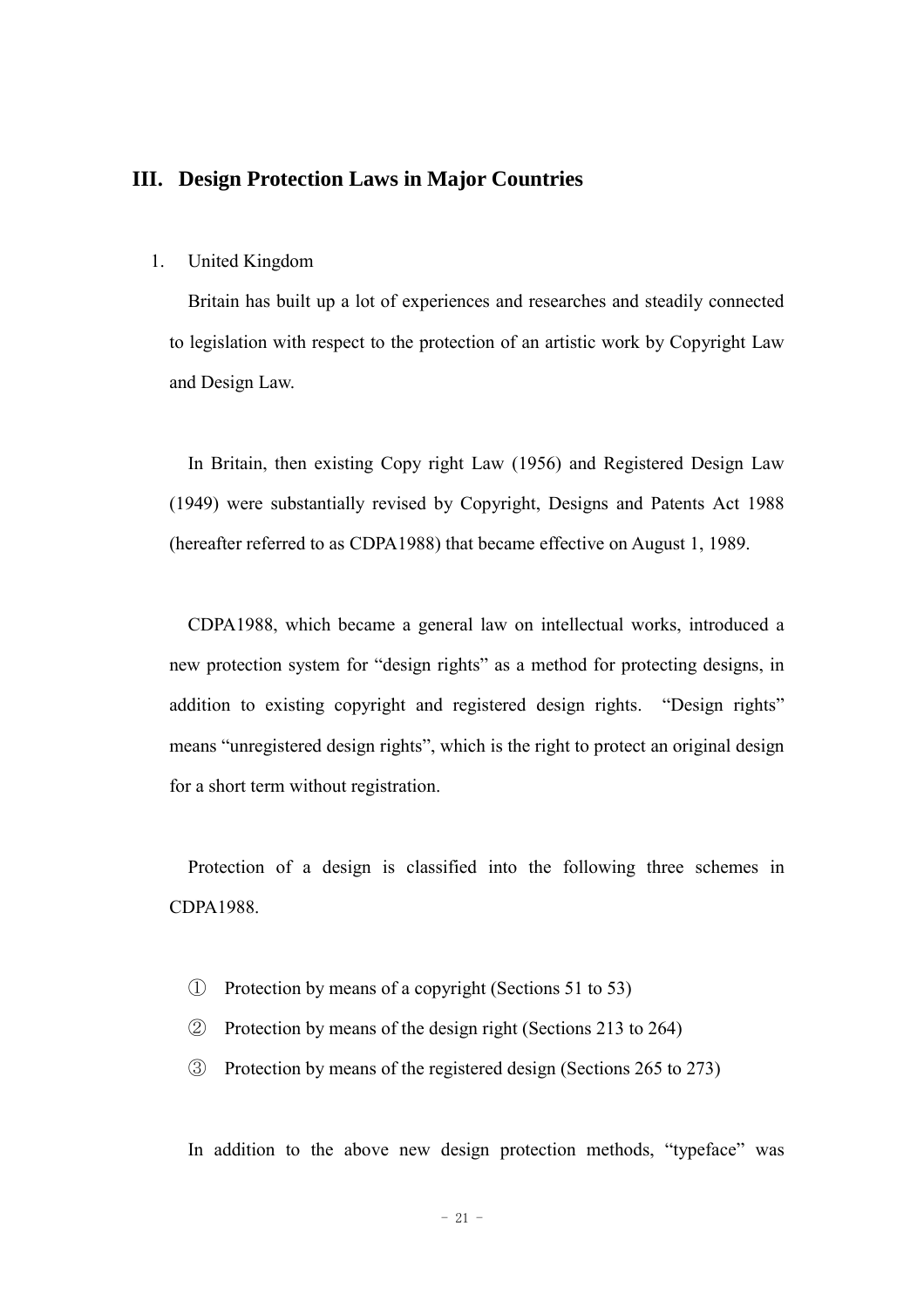## III. Design Protection Laws in Major Countries

1. United Kingdom

Britain has built up a lot of experiences and researches and steadily connected to legislation with respect to the protection of an artistic work by Copyright Law and Design Law.

In Britain, then existing Copy right Law (1956) and Registered Design Law (1949) were substantially revised by Copyright, Designs and Patents Act 1988 (hereafter referred to as CDPA1988) that became effective on August 1, 1989.

CDPA1988, which became a general law on intellectual works, introduced a new protection system for "design rights" as a method for protecting designs, in addition to existing copyright and registered design rights. "Design rights" means "unregistered design rights", which is the right to protect an original design for a short term without registration.

Protection of a design is classified into the following three schemes in CDPA1988.

① Protection by means of a copyright (Sections 51 to 53)

② Protection by means of the design right (Sections 213 to 264)

③ Protection by means of the registered design (Sections 265 to 273)

In addition to the above new design protection methods, "typeface" was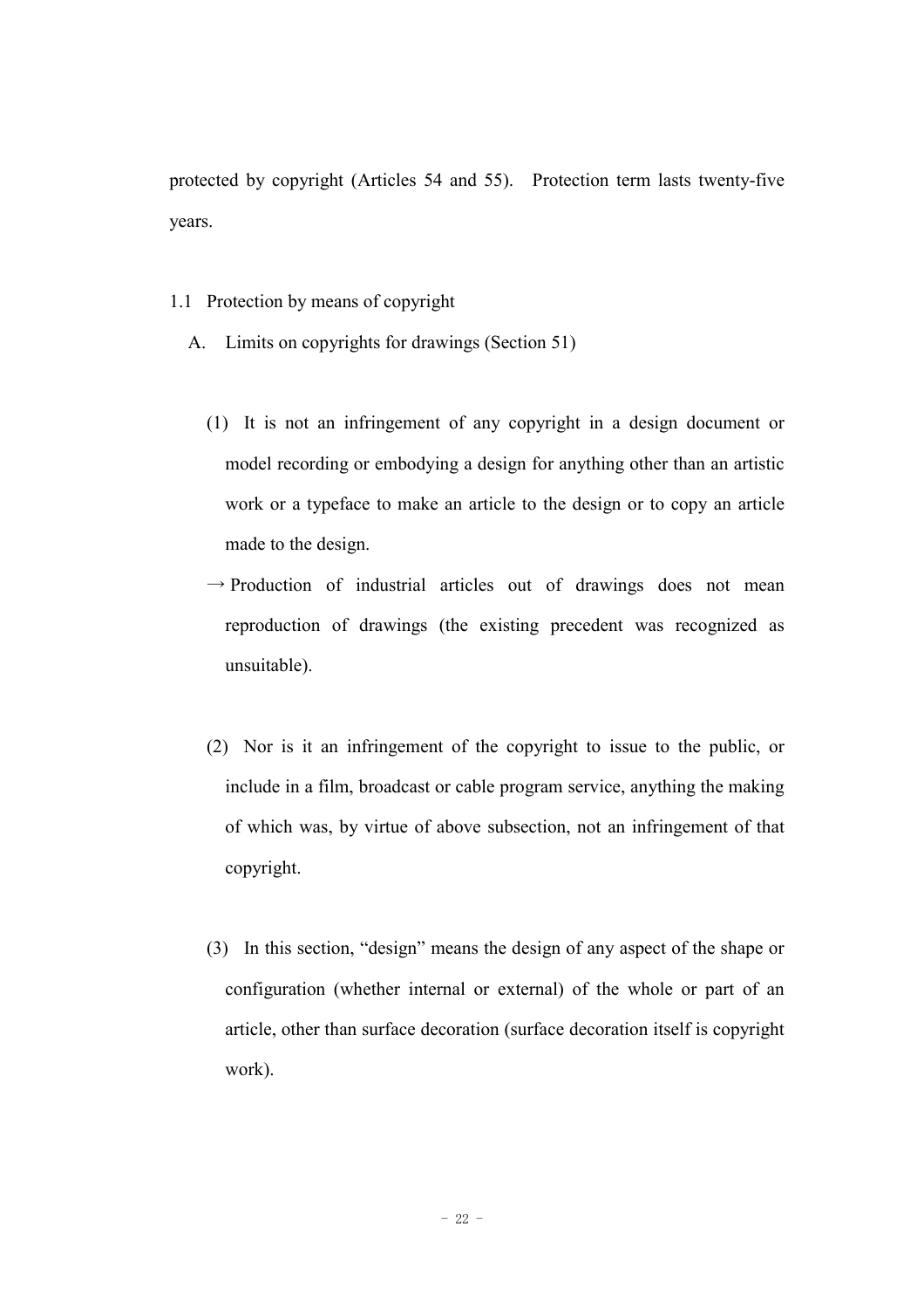protected by copyright (Articles 54 and 55). Protection term lasts twenty-five years.

## 1.1 Protection by means of copyright

### A. Limits on copyrights for drawings (Section 51)

(1) It is not an infringement of any copyright in a design document or model recording or embodying a design for anything other than an artistic work or a typeface to make an article to the design or to copy an article made to the design.

→ Production of industrial articles out of drawings does not mean reproduction of drawings (the existing precedent was recognized as unsuitable).

(2) Nor is it an infringement of the copyright to issue to the public, or include in a film, broadcast or cable program service, anything the making of which was, by virtue of above subsection, not an infringement of that copyright.

(3) In this section, "design" means the design of any aspect of the shape or configuration (whether internal or external) of the whole or part of an article, other than surface decoration (surface decoration itself is copyright work).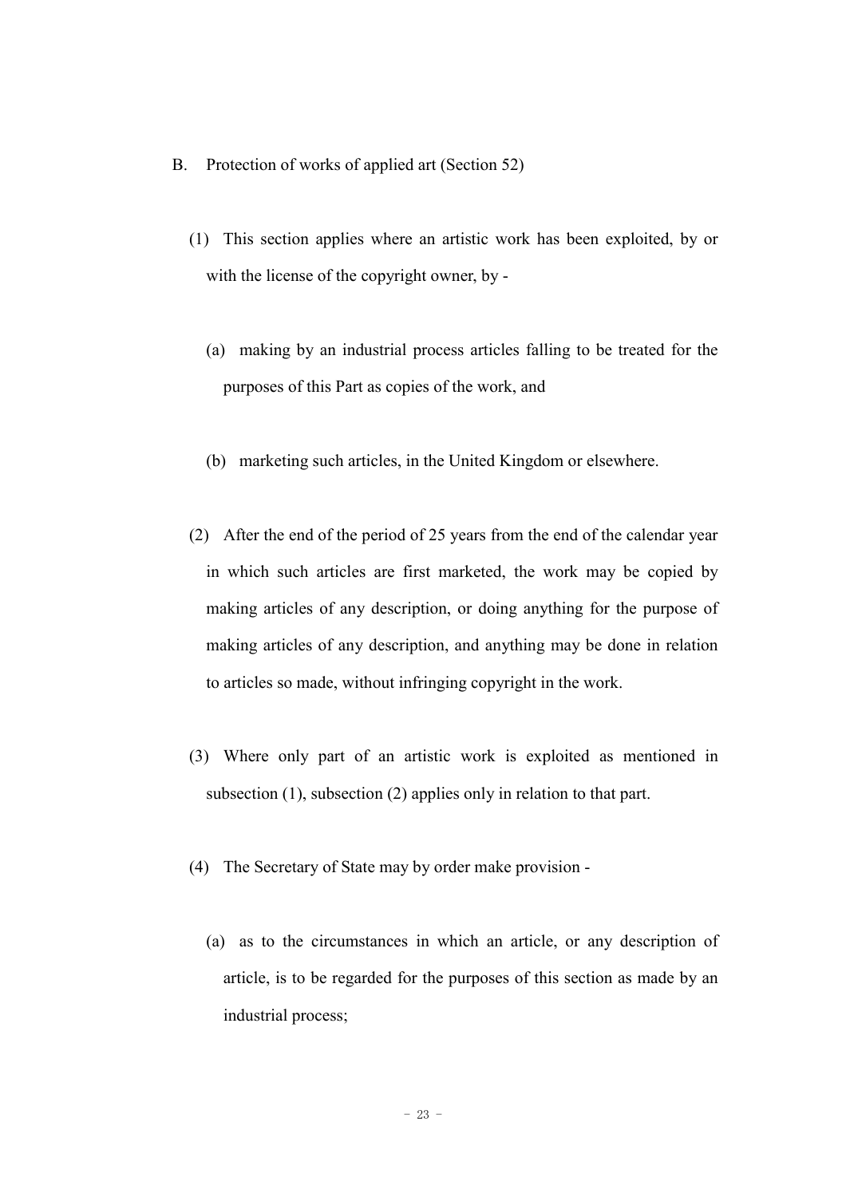B. Protection of works of applied art (Section 52)

(1) This section applies where an artistic work has been exploited, by or with the license of the copyright owner, by -

(a) making by an industrial process articles falling to be treated for the purposes of this Part as copies of the work, and

(b) marketing such articles, in the United Kingdom or elsewhere.

(2) After the end of the period of 25 years from the end of the calendar year in which such articles are first marketed, the work may be copied by making articles of any description, or doing anything for the purpose of making articles of any description, and anything may be done in relation to articles so made, without infringing copyright in the work.

(3) Where only part of an artistic work is exploited as mentioned in subsection (1), subsection (2) applies only in relation to that part.

(4) The Secretary of State may by order make provision -

(a) as to the circumstances in which an article, or any description of article, is to be regarded for the purposes of this section as made by an industrial process;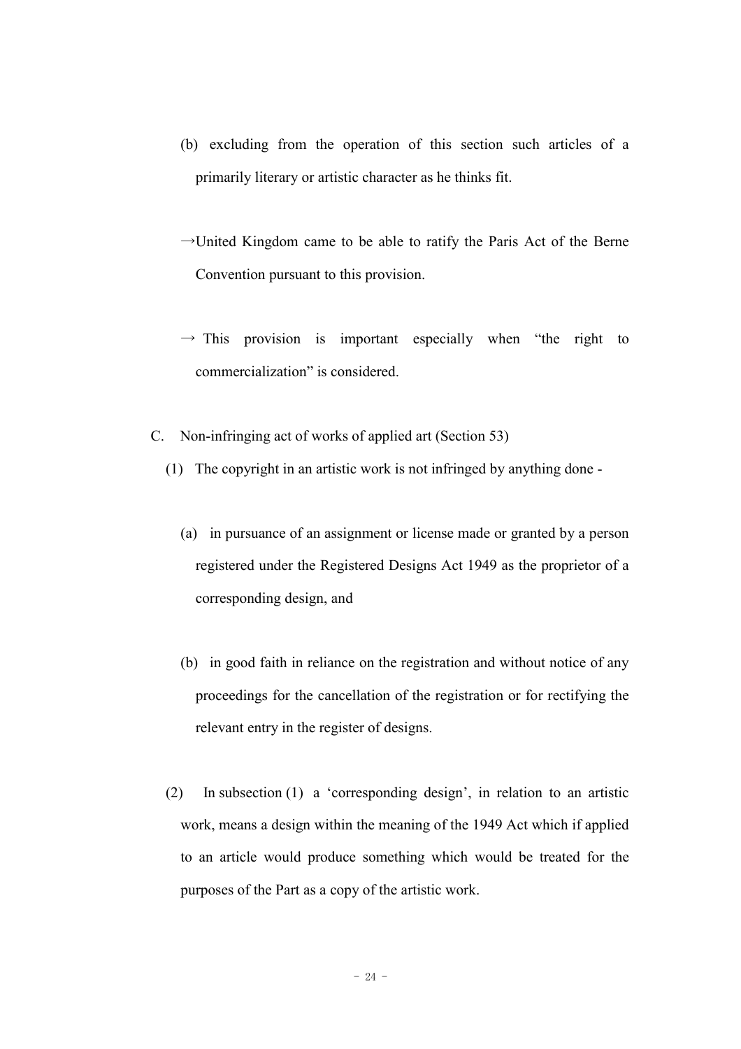(b) excluding from the operation of this section such articles of a primarily literary or artistic character as he thinks fit.

→United Kingdom came to be able to ratify the Paris Act of the Berne Convention pursuant to this provision.

→ This provision is important especially when "the right to commercialization" is considered.

C. Non-infringing act of works of applied art (Section 53)

(1) The copyright in an artistic work is not infringed by anything done -

(a) in pursuance of an assignment or license made or granted by a person registered under the Registered Designs Act 1949 as the proprietor of a corresponding design, and

(b) in good faith in reliance on the registration and without notice of any proceedings for the cancellation of the registration or for rectifying the relevant entry in the register of designs.

(2) In subsection (1) a 'corresponding design', in relation to an artistic work, means a design within the meaning of the 1949 Act which if applied to an article would produce something which would be treated for the purposes of the Part as a copy of the artistic work.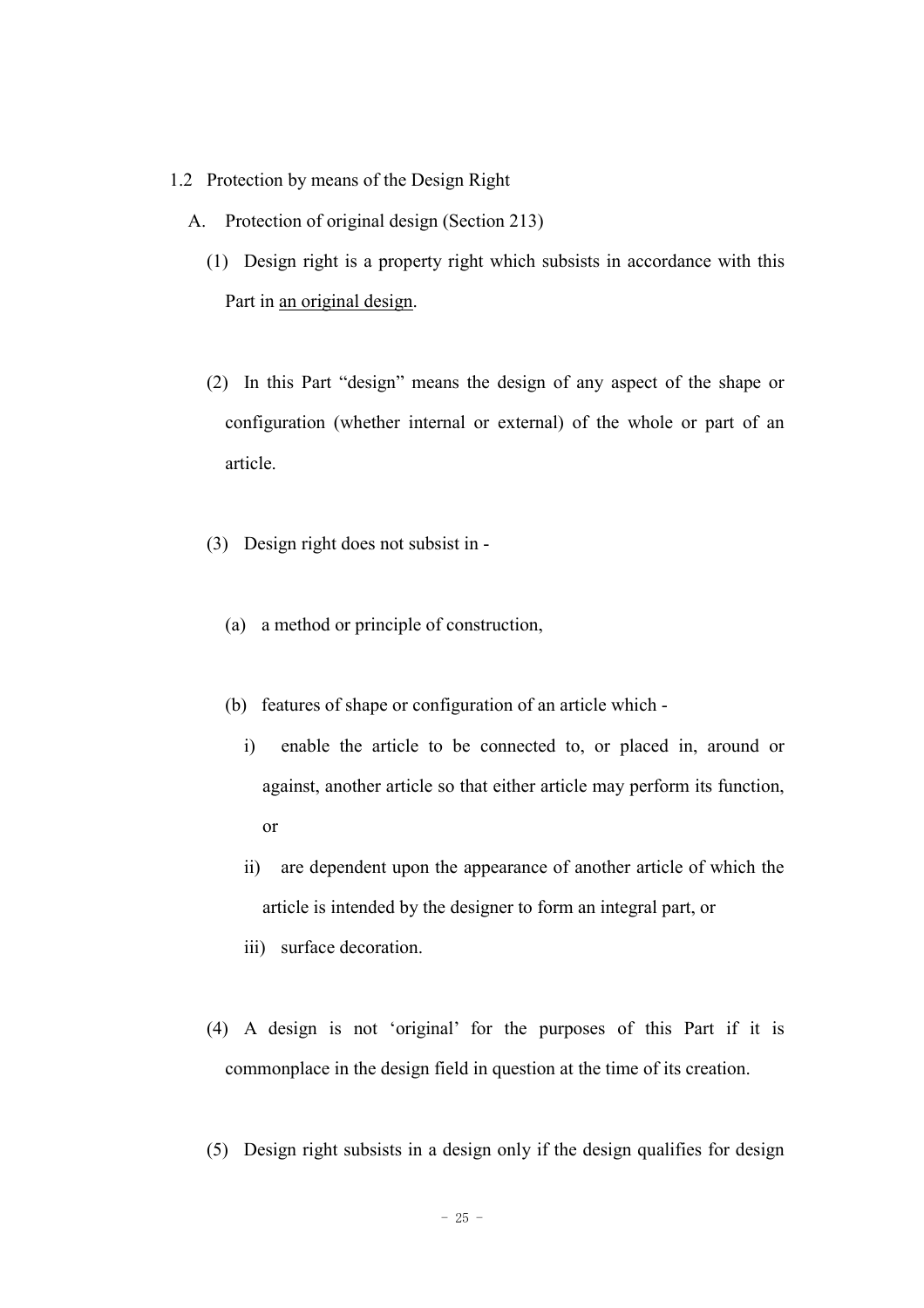1.2 Protection by means of the Design Right

A. Protection of original design (Section 213)

(1) Design right is a property right which subsists in accordance with this Part in <u>an original design</u>.

(2) In this Part "design" means the design of any aspect of the shape or configuration (whether internal or external) of the whole or part of an article.

(3) Design right does not subsist in -

(a) a method or principle of construction,

(b) features of shape or configuration of an article which -

i) enable the article to be connected to, or placed in, around or against, another article so that either article may perform its function, or

ii) are dependent upon the appearance of another article of which the article is intended by the designer to form an integral part, or

iii) surface decoration.

(4) A design is not 'original' for the purposes of this Part if it is commonplace in the design field in question at the time of its creation.

(5) Design right subsists in a design only if the design qualifies for design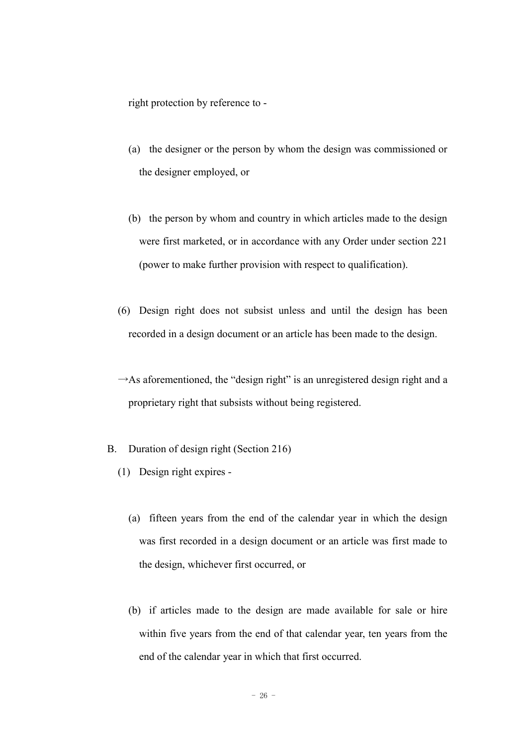right protection by reference to -

(a) the designer or the person by whom the design was commissioned or the designer employed, or

(b) the person by whom and country in which articles made to the design were first marketed, or in accordance with any Order under section 221 (power to make further provision with respect to qualification).

(6) Design right does not subsist unless and until the design has been recorded in a design document or an article has been made to the design.

→As aforementioned, the "design right" is an unregistered design right and a proprietary right that subsists without being registered.

B. Duration of design right (Section 216)

(1) Design right expires -

(a) fifteen years from the end of the calendar year in which the design was first recorded in a design document or an article was first made to the design, whichever first occurred, or

(b) if articles made to the design are made available for sale or hire within five years from the end of that calendar year, ten years from the end of the calendar year in which that first occurred.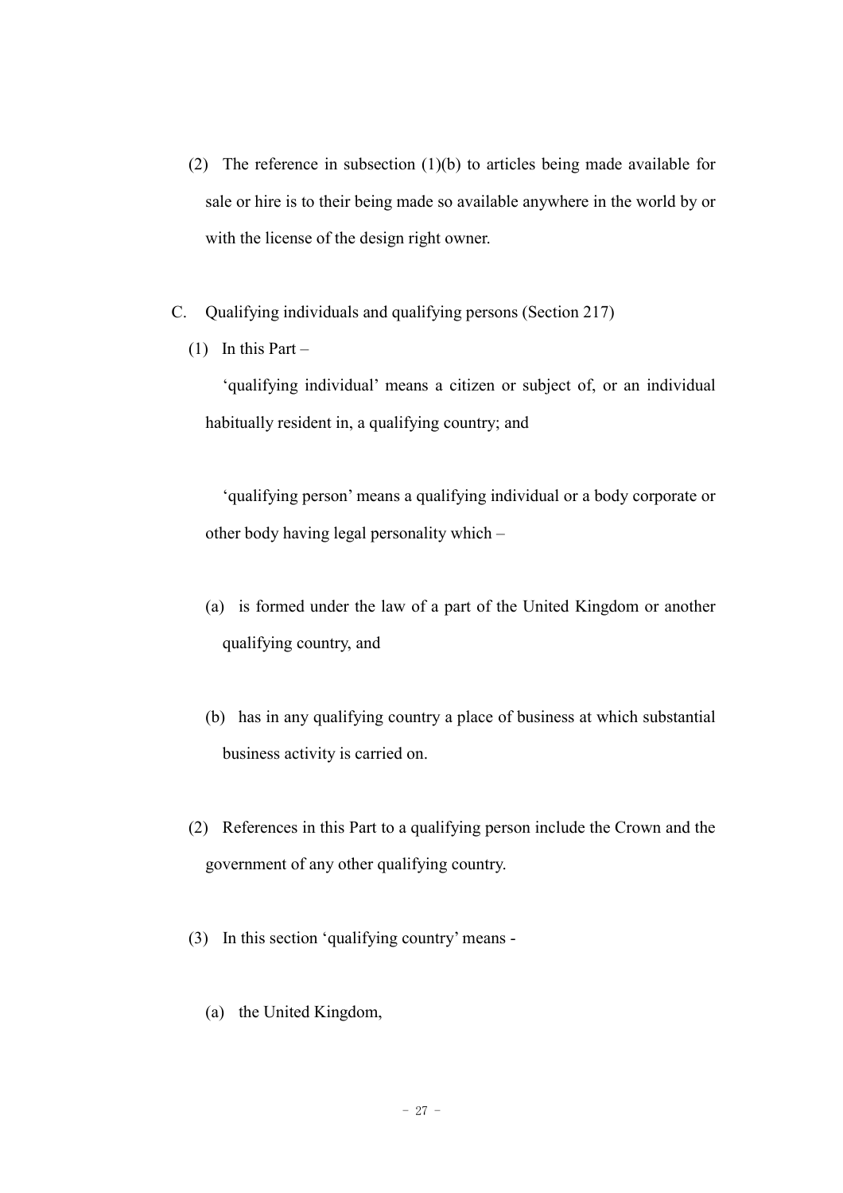(2) The reference in subsection (1)(b) to articles being made available for sale or hire is to their being made so available anywhere in the world by or with the license of the design right owner.

C. Qualifying individuals and qualifying persons (Section 217)

(1) In this Part –

'qualifying individual' means a citizen or subject of, or an individual habitually resident in, a qualifying country; and

'qualifying person' means a qualifying individual or a body corporate or other body having legal personality which –

(a) is formed under the law of a part of the United Kingdom or another qualifying country, and

(b) has in any qualifying country a place of business at which substantial business activity is carried on.

(2) References in this Part to a qualifying person include the Crown and the government of any other qualifying country.

(3) In this section 'qualifying country' means -

(a) the United Kingdom,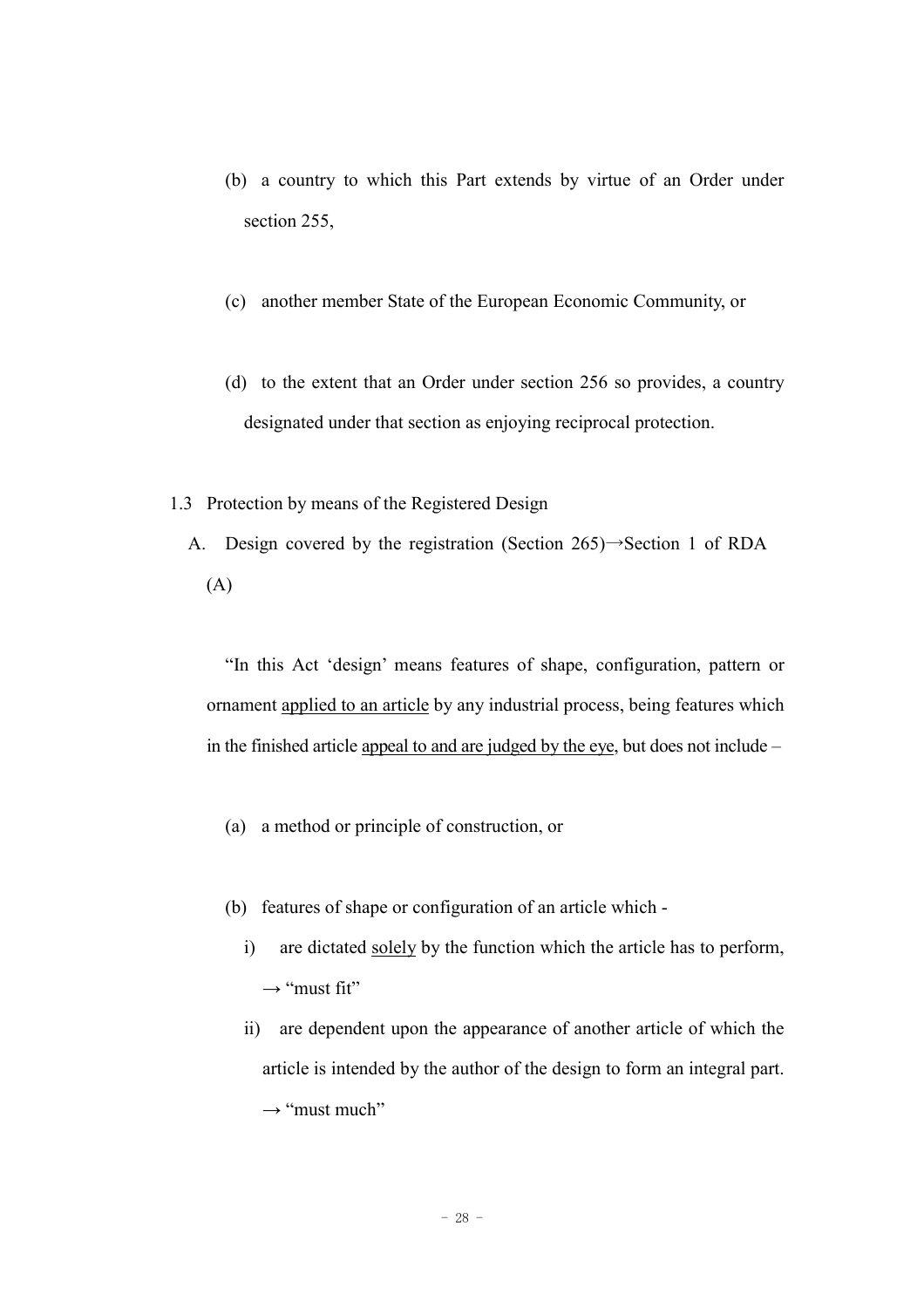(b) a country to which this Part extends by virtue of an Order under section 255,

(c) another member State of the European Economic Community, or

(d) to the extent that an Order under section 256 so provides, a country designated under that section as enjoying reciprocal protection.

1.3 Protection by means of the Registered Design

A. Design covered by the registration (Section 265)→Section 1 of RDA (A)

"In this Act 'design' means features of shape, configuration, pattern or ornament <u>applied to an article</u> by any industrial process, being features which in the finished article <u>appeal to and are judged by the eye</u>, but does not include –

(a) a method or principle of construction, or

(b) features of shape or configuration of an article which -

i) are dictated <u>solely</u> by the function which the article has to perform, → "must fit"

ii) are dependent upon the appearance of another article of which the article is intended by the author of the design to form an integral part. → "must much"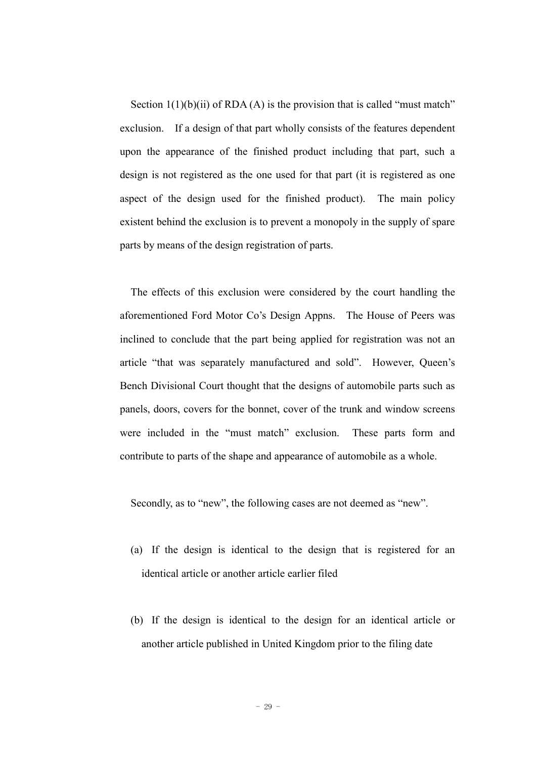Section 1(1)(b)(ii) of RDA (A) is the provision that is called "must match" exclusion. If a design of that part wholly consists of the features dependent upon the appearance of the finished product including that part, such a design is not registered as the one used for that part (it is registered as one aspect of the design used for the finished product). The main policy existent behind the exclusion is to prevent a monopoly in the supply of spare parts by means of the design registration of parts.

The effects of this exclusion were considered by the court handling the aforementioned Ford Motor Co's Design Appns. The House of Peers was inclined to conclude that the part being applied for registration was not an article "that was separately manufactured and sold". However, Queen's Bench Divisional Court thought that the designs of automobile parts such as panels, doors, covers for the bonnet, cover of the trunk and window screens were included in the "must match" exclusion. These parts form and contribute to parts of the shape and appearance of automobile as a whole.

Secondly, as to "new", the following cases are not deemed as "new".

(a) If the design is identical to the design that is registered for an identical article or another article earlier filed

(b) If the design is identical to the design for an identical article or another article published in United Kingdom prior to the filing date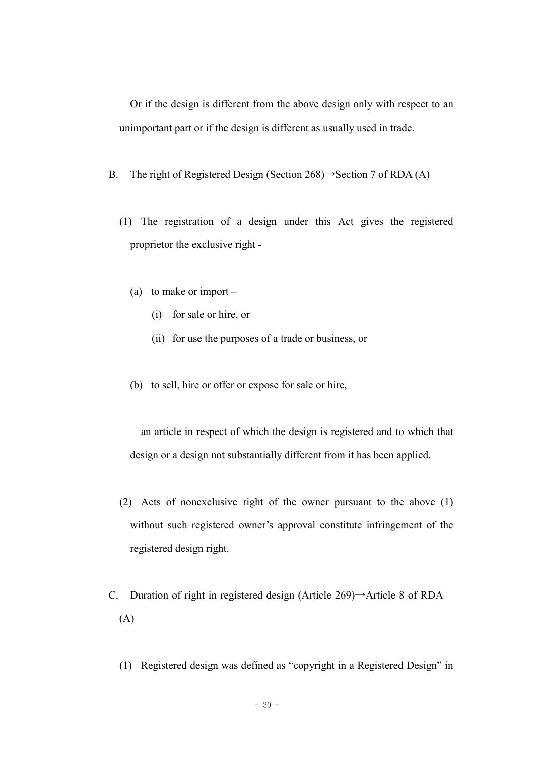Or if the design is different from the above design only with respect to an unimportant part or if the design is different as usually used in trade.

B. The right of Registered Design (Section 268)→Section 7 of RDA (A)

(1) The registration of a design under this Act gives the registered proprietor the exclusive right -

(a) to make or import –

(i) for sale or hire, or

(ii) for use the purposes of a trade or business, or

(b) to sell, hire or offer or expose for sale or hire,

an article in respect of which the design is registered and to which that design or a design not substantially different from it has been applied.

(2) Acts of nonexclusive right of the owner pursuant to the above (1) without such registered owner's approval constitute infringement of the registered design right.

C. Duration of right in registered design (Article 269)→Article 8 of RDA (A)

(1) Registered design was defined as "copyright in a Registered Design" in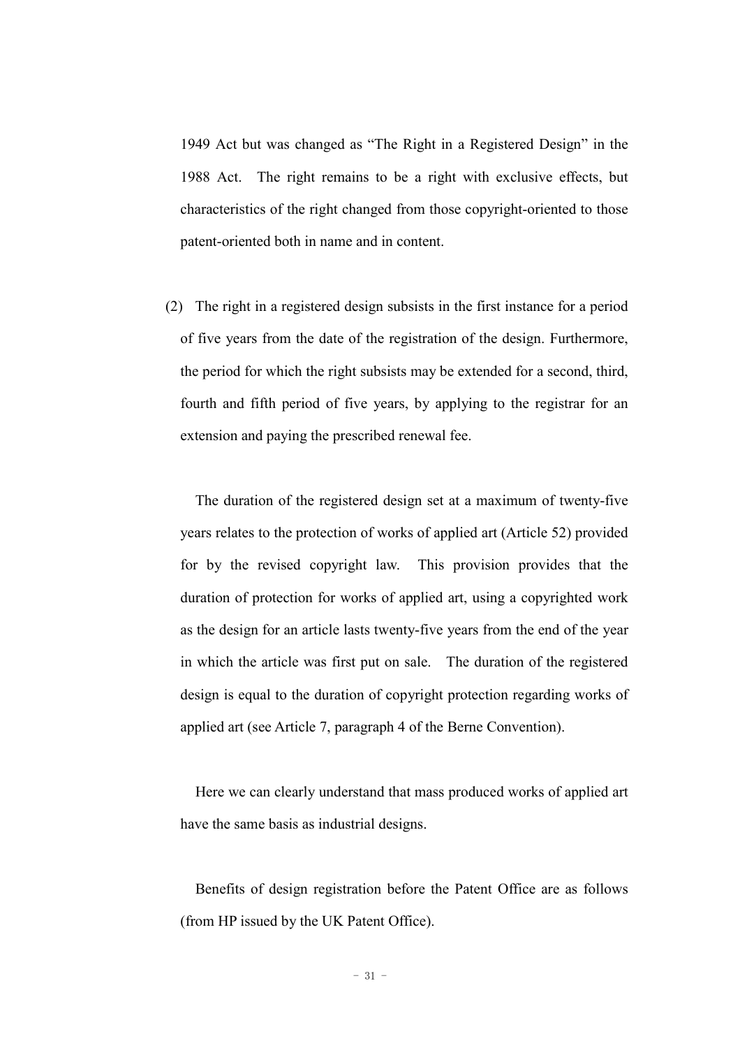1949 Act but was changed as "The Right in a Registered Design" in the 1988 Act. The right remains to be a right with exclusive effects, but characteristics of the right changed from those copyright-oriented to those patent-oriented both in name and in content.

(2) The right in a registered design subsists in the first instance for a period of five years from the date of the registration of the design. Furthermore, the period for which the right subsists may be extended for a second, third, fourth and fifth period of five years, by applying to the registrar for an extension and paying the prescribed renewal fee.

The duration of the registered design set at a maximum of twenty-five years relates to the protection of works of applied art (Article 52) provided for by the revised copyright law. This provision provides that the duration of protection for works of applied art, using a copyrighted work as the design for an article lasts twenty-five years from the end of the year in which the article was first put on sale. The duration of the registered design is equal to the duration of copyright protection regarding works of applied art (see Article 7, paragraph 4 of the Berne Convention).

Here we can clearly understand that mass produced works of applied art have the same basis as industrial designs.

Benefits of design registration before the Patent Office are as follows (from HP issued by the UK Patent Office).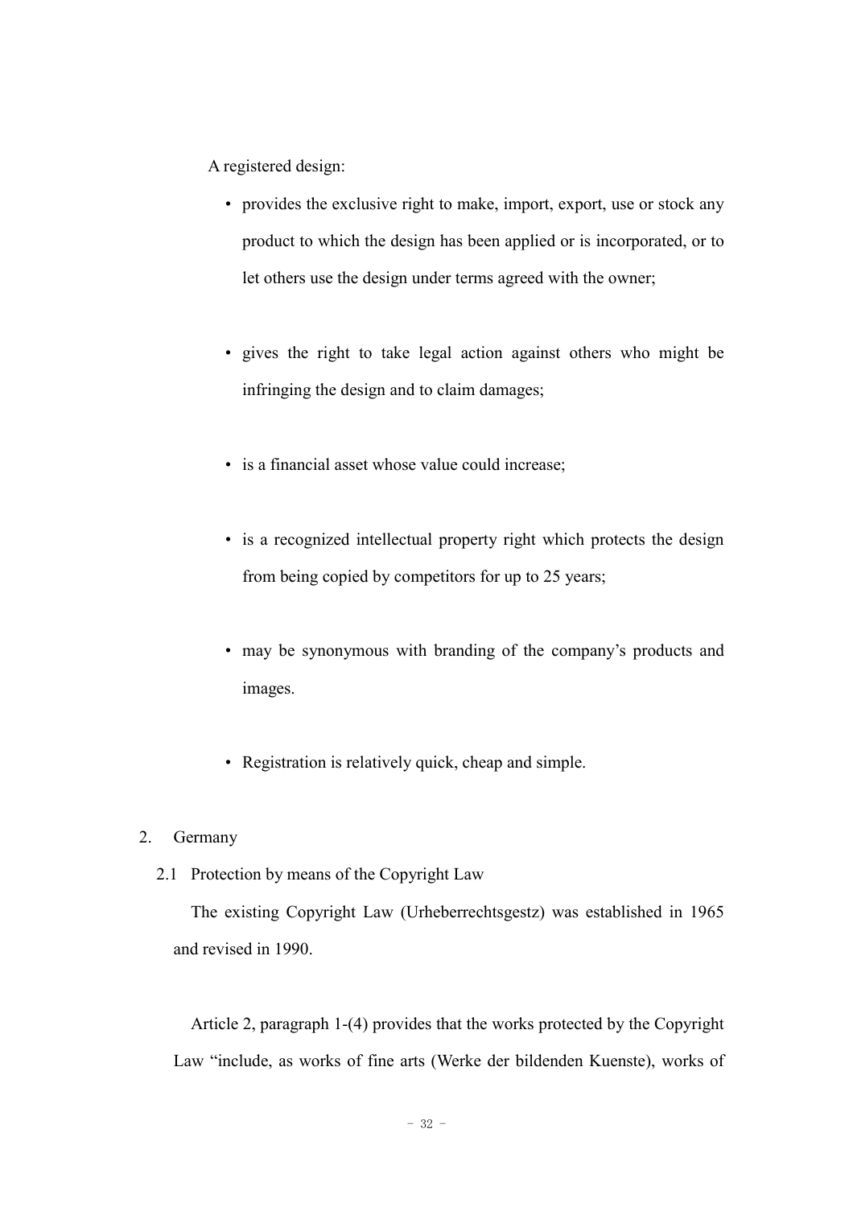A registered design:

- provides the exclusive right to make, import, export, use or stock any product to which the design has been applied or is incorporated, or to let others use the design under terms agreed with the owner;

- gives the right to take legal action against others who might be infringing the design and to claim damages;

- is a financial asset whose value could increase;

- is a recognized intellectual property right which protects the design from being copied by competitors for up to 25 years;

- may be synonymous with branding of the company's products and images.

- Registration is relatively quick, cheap and simple.

## 2. Germany

### 2.1 Protection by means of the Copyright Law

The existing Copyright Law (Urheberrechtsgestz) was established in 1965 and revised in 1990.

Article 2, paragraph 1-(4) provides that the works protected by the Copyright Law "include, as works of fine arts (Werke der bildenden Kuenste), works of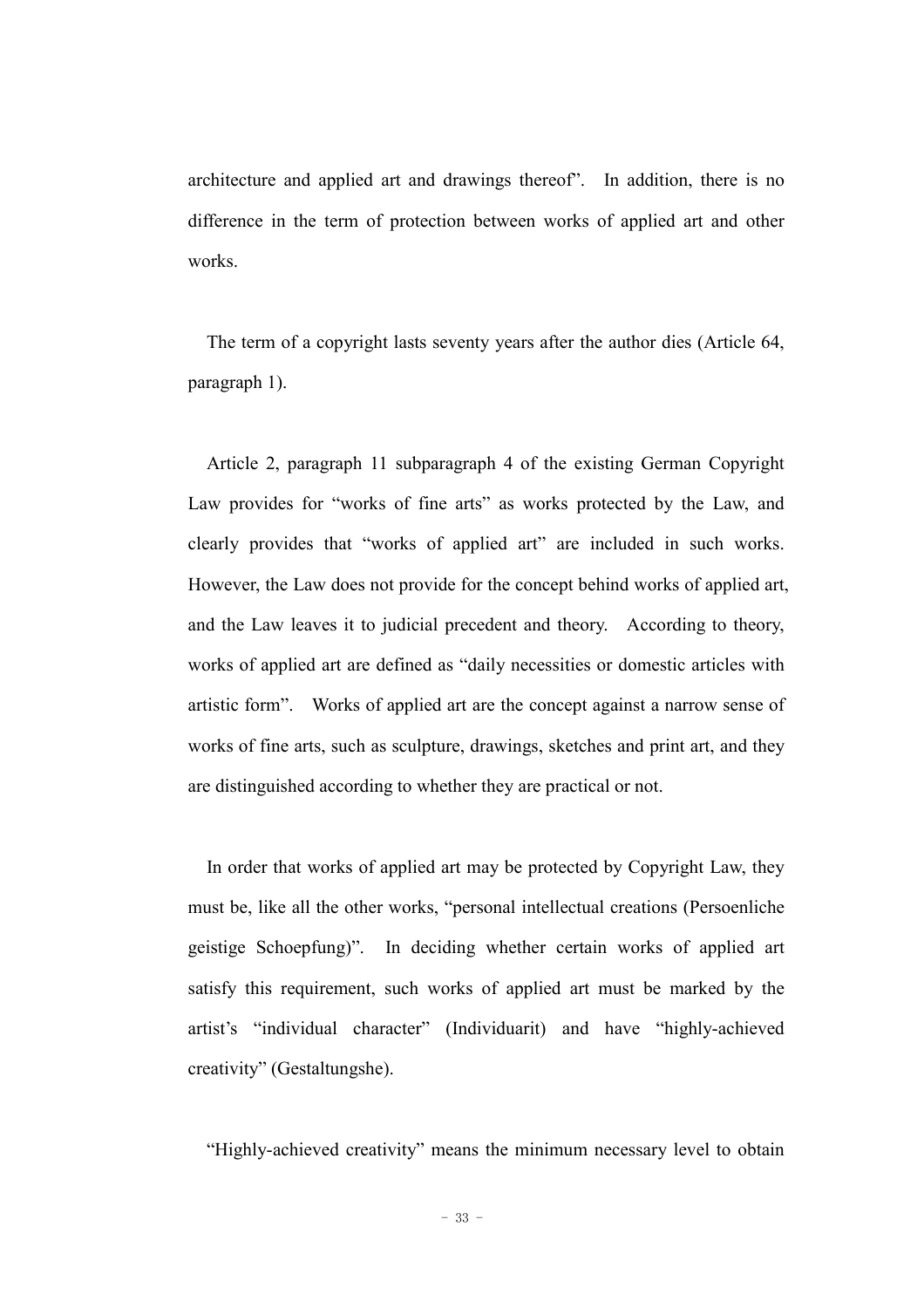architecture and applied art and drawings thereof". In addition, there is no difference in the term of protection between works of applied art and other works.

The term of a copyright lasts seventy years after the author dies (Article 64, paragraph 1).

Article 2, paragraph 11 subparagraph 4 of the existing German Copyright Law provides for "works of fine arts" as works protected by the Law, and clearly provides that "works of applied art" are included in such works. However, the Law does not provide for the concept behind works of applied art, and the Law leaves it to judicial precedent and theory. According to theory, works of applied art are defined as "daily necessities or domestic articles with artistic form". Works of applied art are the concept against a narrow sense of works of fine arts, such as sculpture, drawings, sketches and print art, and they are distinguished according to whether they are practical or not.

In order that works of applied art may be protected by Copyright Law, they must be, like all the other works, "personal intellectual creations (Persoenliche geistige Schoepfung)". In deciding whether certain works of applied art satisfy this requirement, such works of applied art must be marked by the artist's "individual character" (Individuarit) and have "highly-achieved creativity" (Gestaltungshe).

"Highly-achieved creativity" means the minimum necessary level to obtain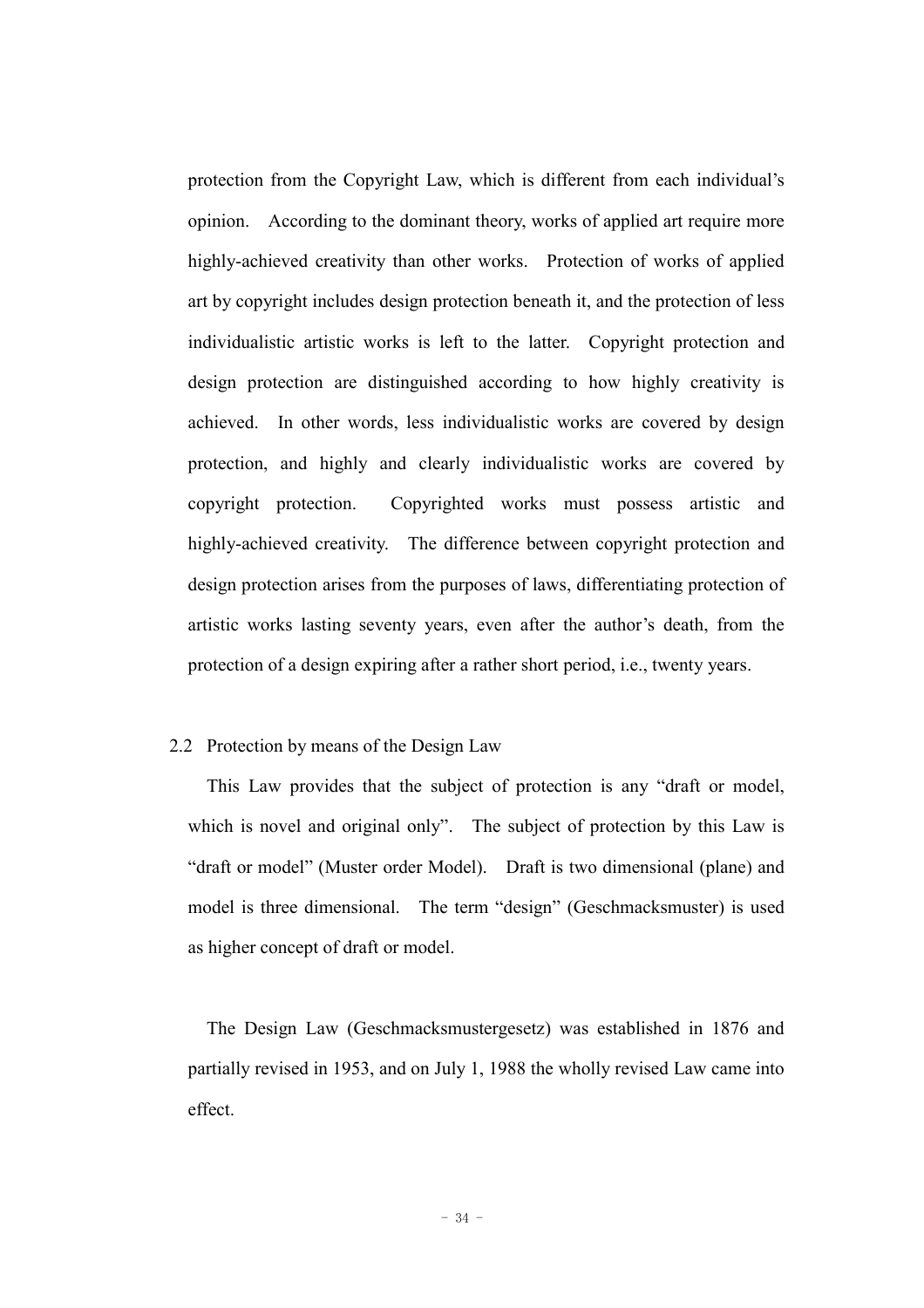protection from the Copyright Law, which is different from each individual's opinion. According to the dominant theory, works of applied art require more highly-achieved creativity than other works. Protection of works of applied art by copyright includes design protection beneath it, and the protection of less individualistic artistic works is left to the latter. Copyright protection and design protection are distinguished according to how highly creativity is achieved. In other words, less individualistic works are covered by design protection, and highly and clearly individualistic works are covered by copyright protection. Copyrighted works must possess artistic and highly-achieved creativity. The difference between copyright protection and design protection arises from the purposes of laws, differentiating protection of artistic works lasting seventy years, even after the author's death, from the protection of a design expiring after a rather short period, i.e., twenty years.

### 2.2 Protection by means of the Design Law

This Law provides that the subject of protection is any "draft or model, which is novel and original only". The subject of protection by this Law is "draft or model" (Muster order Model). Draft is two dimensional (plane) and model is three dimensional. The term "design" (Geschmacksmuster) is used as higher concept of draft or model.

The Design Law (Geschmacksmustergesetz) was established in 1876 and partially revised in 1953, and on July 1, 1988 the wholly revised Law came into effect.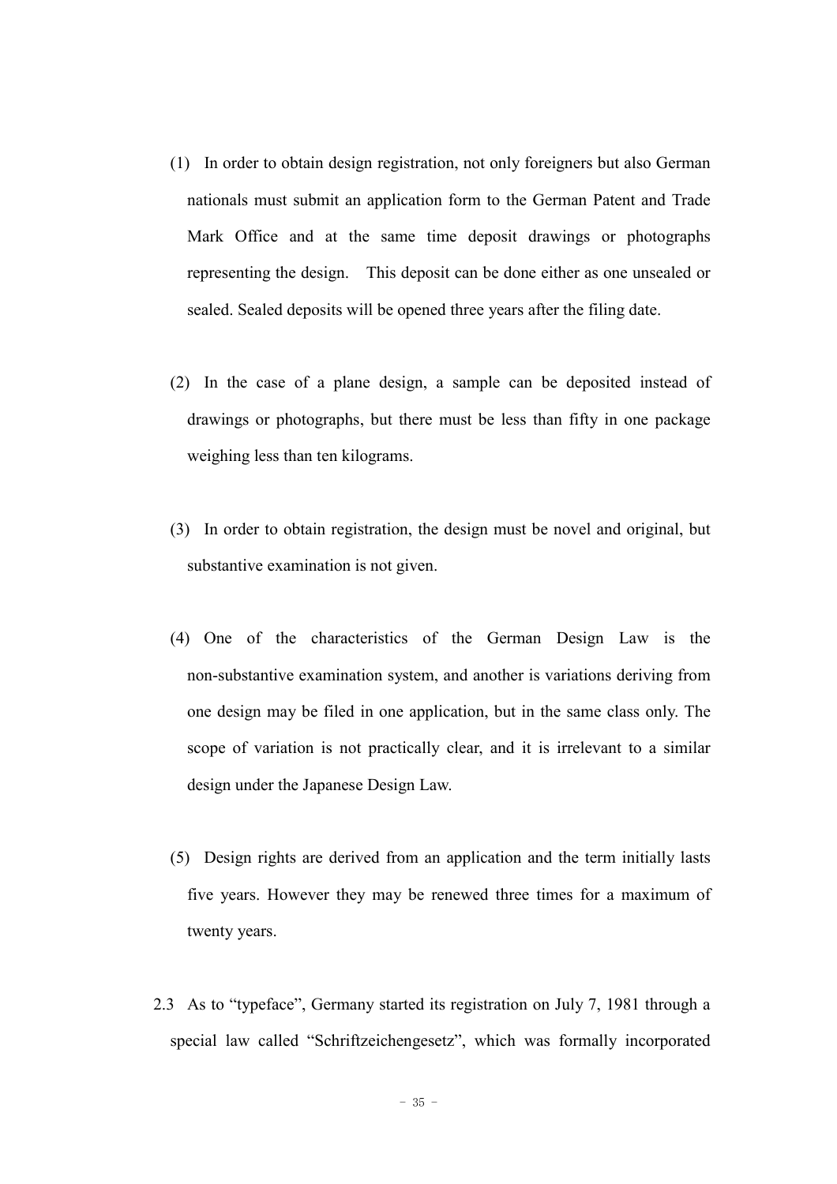(1) In order to obtain design registration, not only foreigners but also German nationals must submit an application form to the German Patent and Trade Mark Office and at the same time deposit drawings or photographs representing the design. This deposit can be done either as one unsealed or sealed. Sealed deposits will be opened three years after the filing date.

(2) In the case of a plane design, a sample can be deposited instead of drawings or photographs, but there must be less than fifty in one package weighing less than ten kilograms.

(3) In order to obtain registration, the design must be novel and original, but substantive examination is not given.

(4) One of the characteristics of the German Design Law is the non-substantive examination system, and another is variations deriving from one design may be filed in one application, but in the same class only. The scope of variation is not practically clear, and it is irrelevant to a similar design under the Japanese Design Law.

(5) Design rights are derived from an application and the term initially lasts five years. However they may be renewed three times for a maximum of twenty years.

2.3 As to "typeface", Germany started its registration on July 7, 1981 through a special law called "Schriftzeichengesetz", which was formally incorporated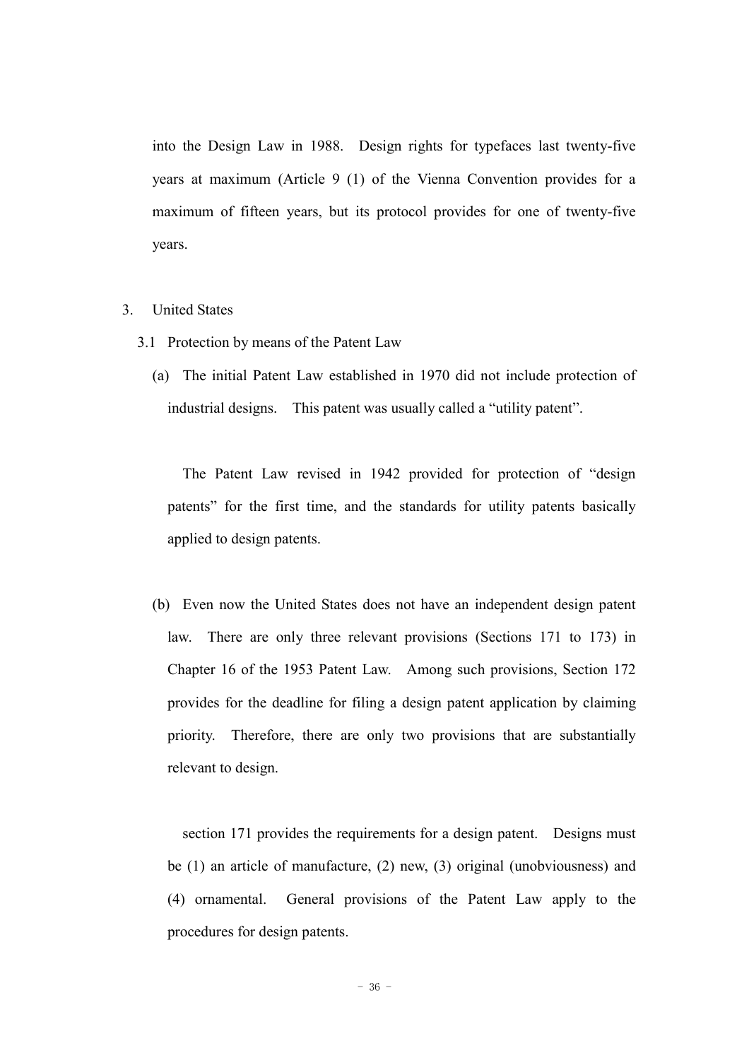into the Design Law in 1988. Design rights for typefaces last twenty-five years at maximum (Article 9 (1) of the Vienna Convention provides for a maximum of fifteen years, but its protocol provides for one of twenty-five years.

3. United States

3.1 Protection by means of the Patent Law

(a) The initial Patent Law established in 1970 did not include protection of industrial designs. This patent was usually called a "utility patent".

The Patent Law revised in 1942 provided for protection of "design patents" for the first time, and the standards for utility patents basically applied to design patents.

(b) Even now the United States does not have an independent design patent law. There are only three relevant provisions (Sections 171 to 173) in Chapter 16 of the 1953 Patent Law. Among such provisions, Section 172 provides for the deadline for filing a design patent application by claiming priority. Therefore, there are only two provisions that are substantially relevant to design.

section 171 provides the requirements for a design patent. Designs must be (1) an article of manufacture, (2) new, (3) original (unobviousness) and (4) ornamental. General provisions of the Patent Law apply to the procedures for design patents.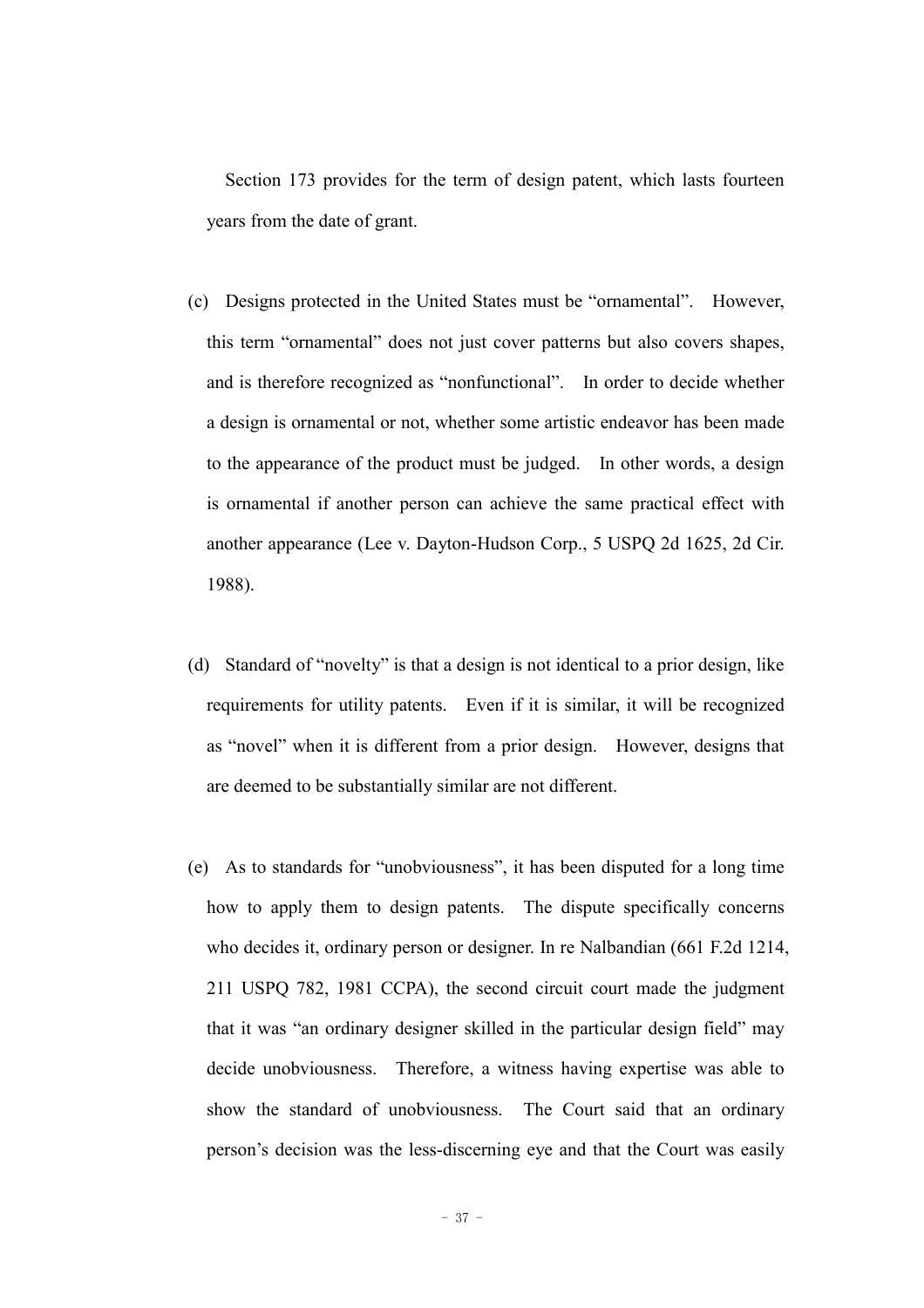Section 173 provides for the term of design patent, which lasts fourteen years from the date of grant.

(c) Designs protected in the United States must be "ornamental". However, this term "ornamental" does not just cover patterns but also covers shapes, and is therefore recognized as "nonfunctional". In order to decide whether a design is ornamental or not, whether some artistic endeavor has been made to the appearance of the product must be judged. In other words, a design is ornamental if another person can achieve the same practical effect with another appearance (Lee v. Dayton-Hudson Corp., 5 USPQ 2d 1625, 2d Cir. 1988).

(d) Standard of "novelty" is that a design is not identical to a prior design, like requirements for utility patents. Even if it is similar, it will be recognized as "novel" when it is different from a prior design. However, designs that are deemed to be substantially similar are not different.

(e) As to standards for "unobviousness", it has been disputed for a long time how to apply them to design patents. The dispute specifically concerns who decides it, ordinary person or designer. In re Nalbandian (661 F.2d 1214, 211 USPQ 782, 1981 CCPA), the second circuit court made the judgment that it was "an ordinary designer skilled in the particular design field" may decide unobviousness. Therefore, a witness having expertise was able to show the standard of unobviousness. The Court said that an ordinary person's decision was the less-discerning eye and that the Court was easily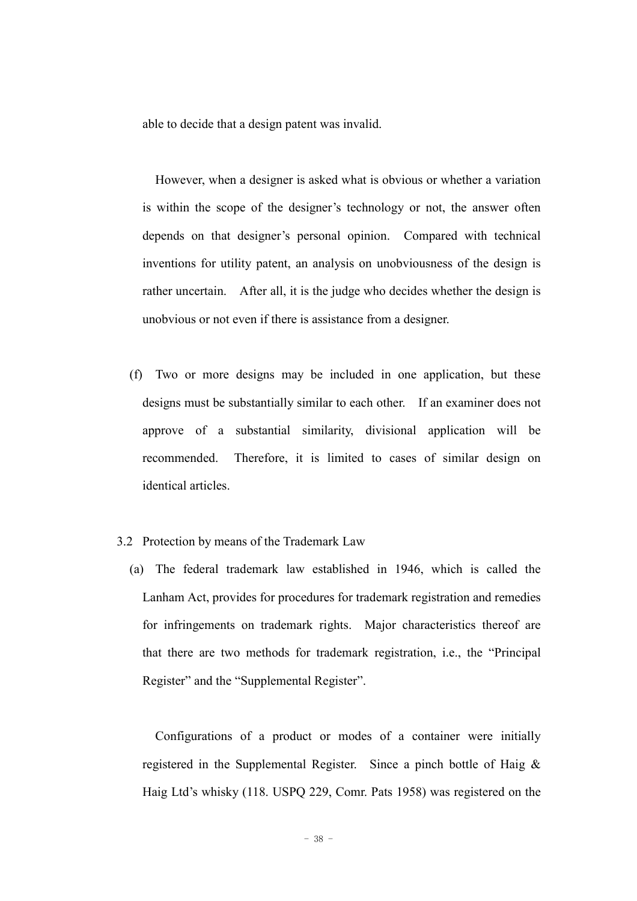able to decide that a design patent was invalid.

However, when a designer is asked what is obvious or whether a variation is within the scope of the designer's technology or not, the answer often depends on that designer's personal opinion. Compared with technical inventions for utility patent, an analysis on unobviousness of the design is rather uncertain. After all, it is the judge who decides whether the design is unobvious or not even if there is assistance from a designer.

(f) Two or more designs may be included in one application, but these designs must be substantially similar to each other. If an examiner does not approve of a substantial similarity, divisional application will be recommended. Therefore, it is limited to cases of similar design on identical articles.

3.2 Protection by means of the Trademark Law

(a) The federal trademark law established in 1946, which is called the Lanham Act, provides for procedures for trademark registration and remedies for infringements on trademark rights. Major characteristics thereof are that there are two methods for trademark registration, i.e., the "Principal Register" and the "Supplemental Register".

Configurations of a product or modes of a container were initially registered in the Supplemental Register. Since a pinch bottle of Haig & Haig Ltd's whisky (118. USPQ 229, Comr. Pats 1958) was registered on the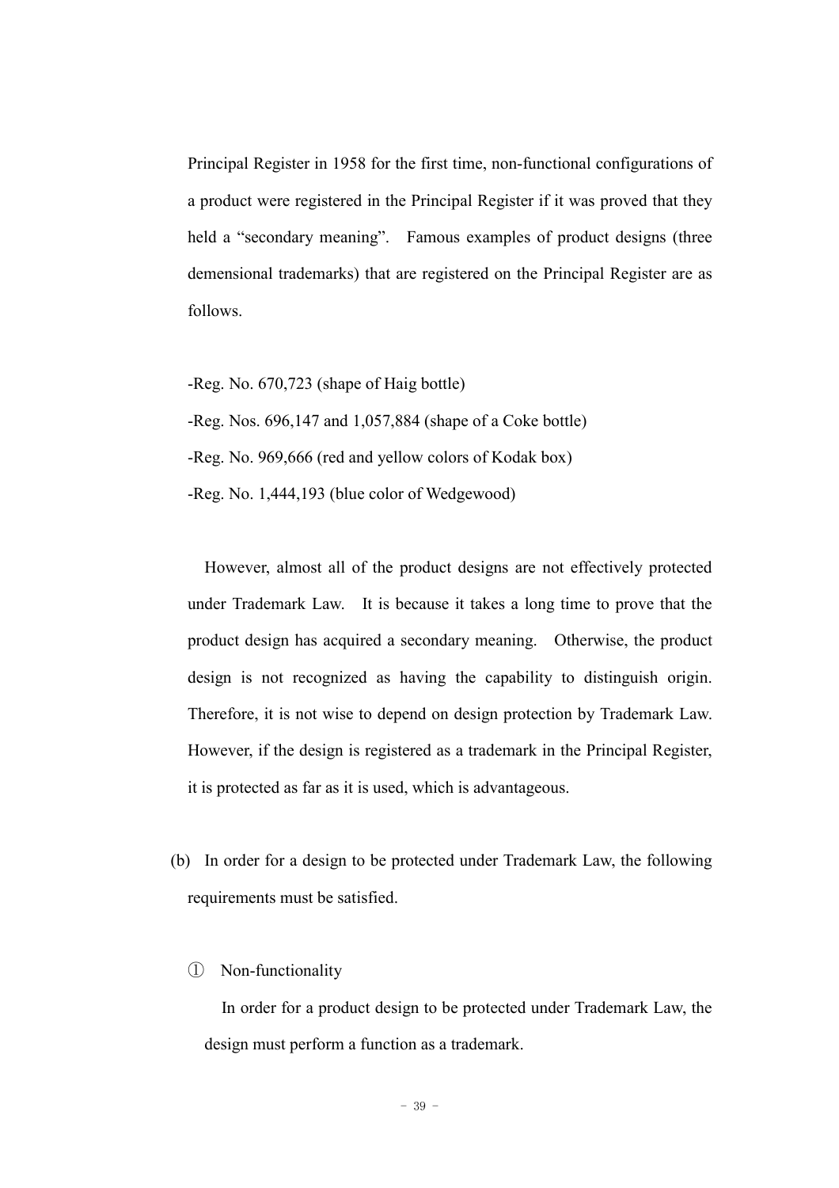Principal Register in 1958 for the first time, non-functional configurations of a product were registered in the Principal Register if it was proved that they held a "secondary meaning". Famous examples of product designs (three demensional trademarks) that are registered on the Principal Register are as follows.

-Reg. No. 670,723 (shape of Haig bottle)

-Reg. Nos. 696,147 and 1,057,884 (shape of a Coke bottle)

-Reg. No. 969,666 (red and yellow colors of Kodak box)

-Reg. No. 1,444,193 (blue color of Wedgewood)

However, almost all of the product designs are not effectively protected under Trademark Law. It is because it takes a long time to prove that the product design has acquired a secondary meaning. Otherwise, the product design is not recognized as having the capability to distinguish origin. Therefore, it is not wise to depend on design protection by Trademark Law. However, if the design is registered as a trademark in the Principal Register, it is protected as far as it is used, which is advantageous.

(b) In order for a design to be protected under Trademark Law, the following requirements must be satisfied.

① Non-functionality

In order for a product design to be protected under Trademark Law, the design must perform a function as a trademark.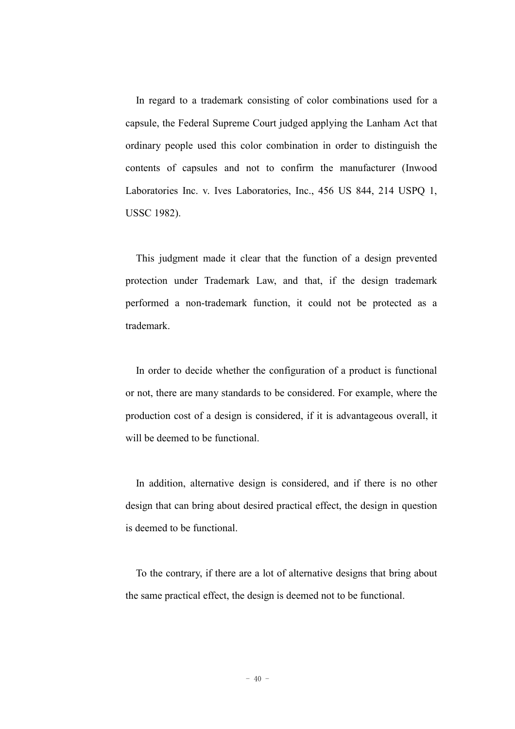In regard to a trademark consisting of color combinations used for a capsule, the Federal Supreme Court judged applying the Lanham Act that ordinary people used this color combination in order to distinguish the contents of capsules and not to confirm the manufacturer (Inwood Laboratories Inc. v. Ives Laboratories, Inc., 456 US 844, 214 USPQ 1, USSC 1982).

This judgment made it clear that the function of a design prevented protection under Trademark Law, and that, if the design trademark performed a non-trademark function, it could not be protected as a trademark.

In order to decide whether the configuration of a product is functional or not, there are many standards to be considered. For example, where the production cost of a design is considered, if it is advantageous overall, it will be deemed to be functional.

In addition, alternative design is considered, and if there is no other design that can bring about desired practical effect, the design in question is deemed to be functional.

To the contrary, if there are a lot of alternative designs that bring about the same practical effect, the design is deemed not to be functional.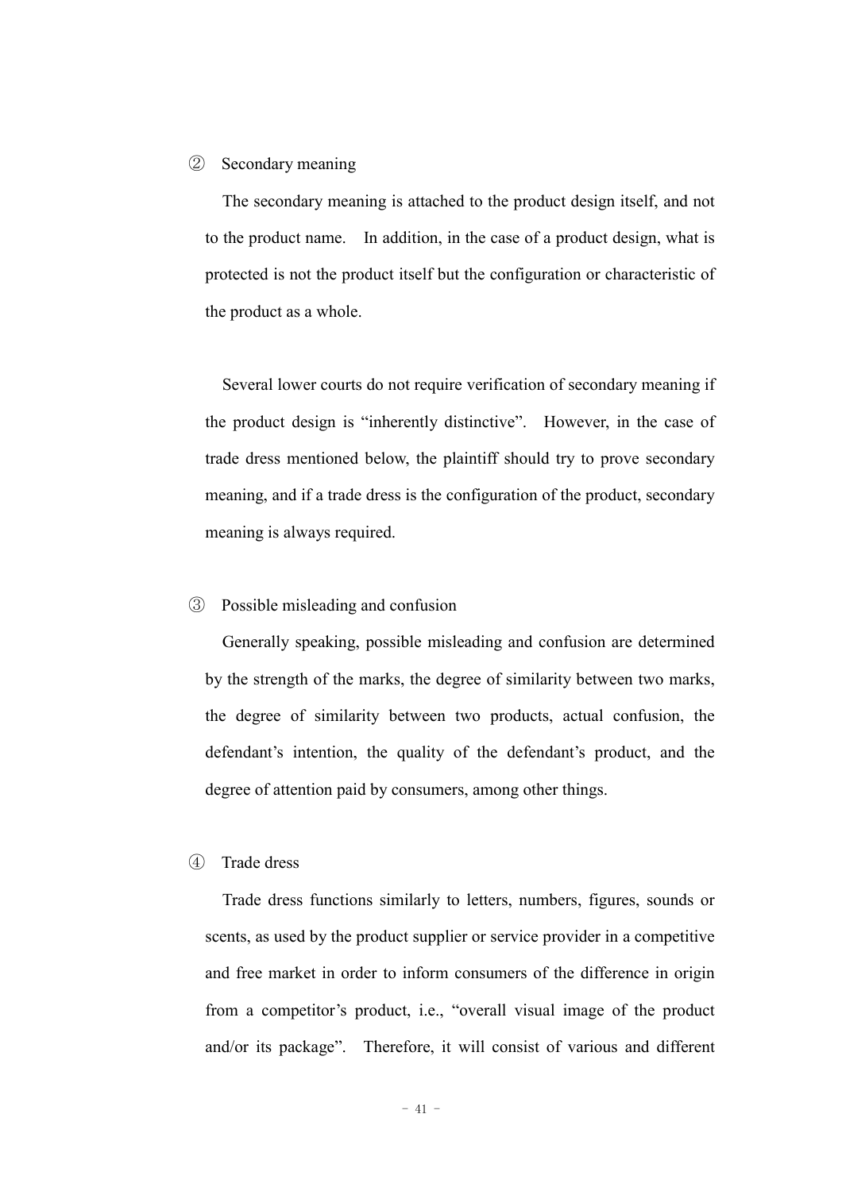② Secondary meaning

The secondary meaning is attached to the product design itself, and not to the product name. In addition, in the case of a product design, what is protected is not the product itself but the configuration or characteristic of the product as a whole.

Several lower courts do not require verification of secondary meaning if the product design is "inherently distinctive". However, in the case of trade dress mentioned below, the plaintiff should try to prove secondary meaning, and if a trade dress is the configuration of the product, secondary meaning is always required.

③ Possible misleading and confusion

Generally speaking, possible misleading and confusion are determined by the strength of the marks, the degree of similarity between two marks, the degree of similarity between two products, actual confusion, the defendant's intention, the quality of the defendant's product, and the degree of attention paid by consumers, among other things.

④ Trade dress

Trade dress functions similarly to letters, numbers, figures, sounds or scents, as used by the product supplier or service provider in a competitive and free market in order to inform consumers of the difference in origin from a competitor's product, i.e., "overall visual image of the product and/or its package". Therefore, it will consist of various and different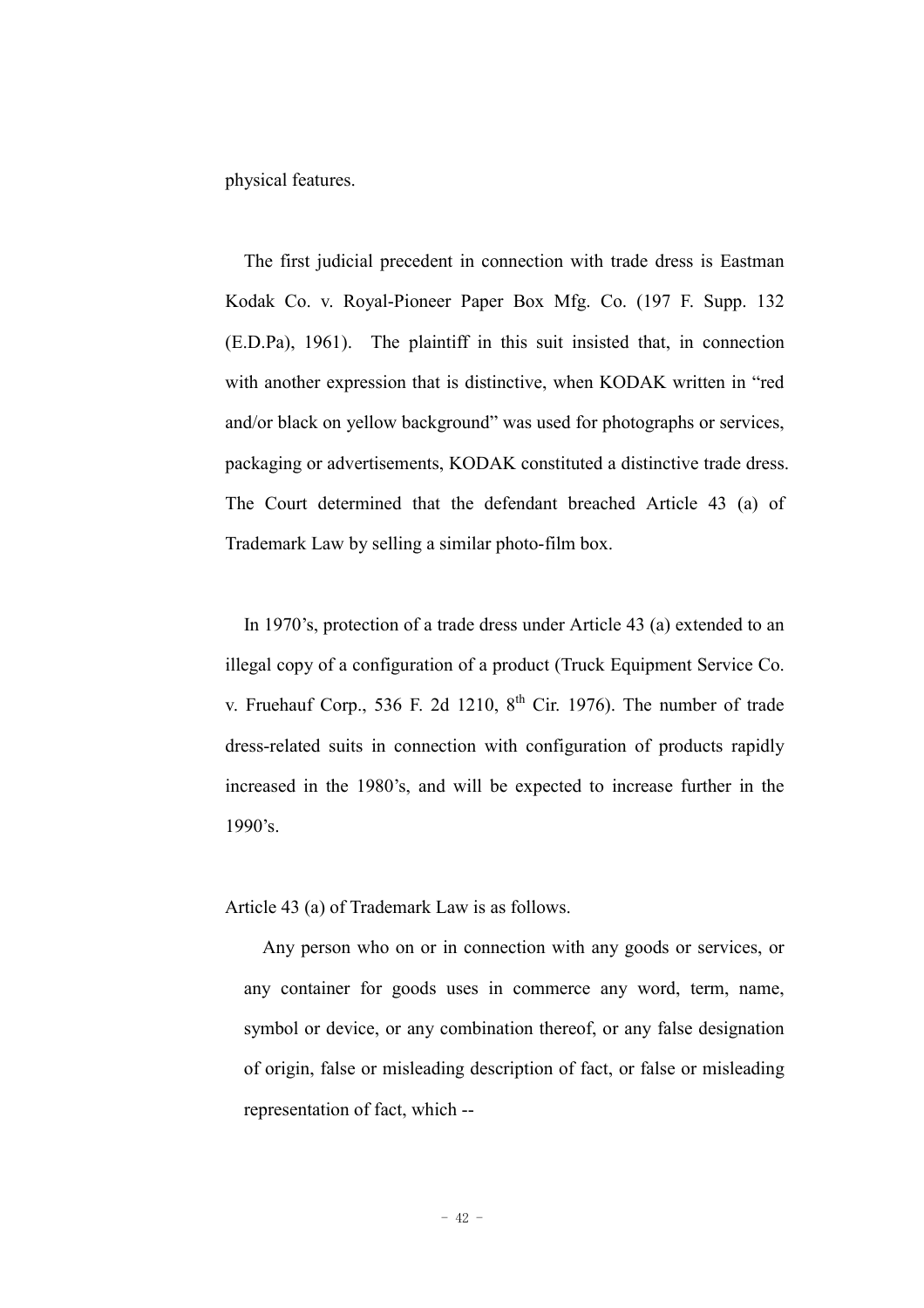physical features.

The first judicial precedent in connection with trade dress is Eastman Kodak Co. v. Royal-Pioneer Paper Box Mfg. Co. (197 F. Supp. 132 (E.D.Pa), 1961). The plaintiff in this suit insisted that, in connection with another expression that is distinctive, when KODAK written in "red and/or black on yellow background" was used for photographs or services, packaging or advertisements, KODAK constituted a distinctive trade dress. The Court determined that the defendant breached Article 43 (a) of Trademark Law by selling a similar photo-film box.

In 1970's, protection of a trade dress under Article 43 (a) extended to an illegal copy of a configuration of a product (Truck Equipment Service Co. v. Fruehauf Corp., 536 F. 2d 1210, 8th Cir. 1976). The number of trade dress-related suits in connection with configuration of products rapidly increased in the 1980's, and will be expected to increase further in the 1990's.

Article 43 (a) of Trademark Law is as follows.

> Any person who on or in connection with any goods or services, or any container for goods uses in commerce any word, term, name, symbol or device, or any combination thereof, or any false designation of origin, false or misleading description of fact, or false or misleading representation of fact, which --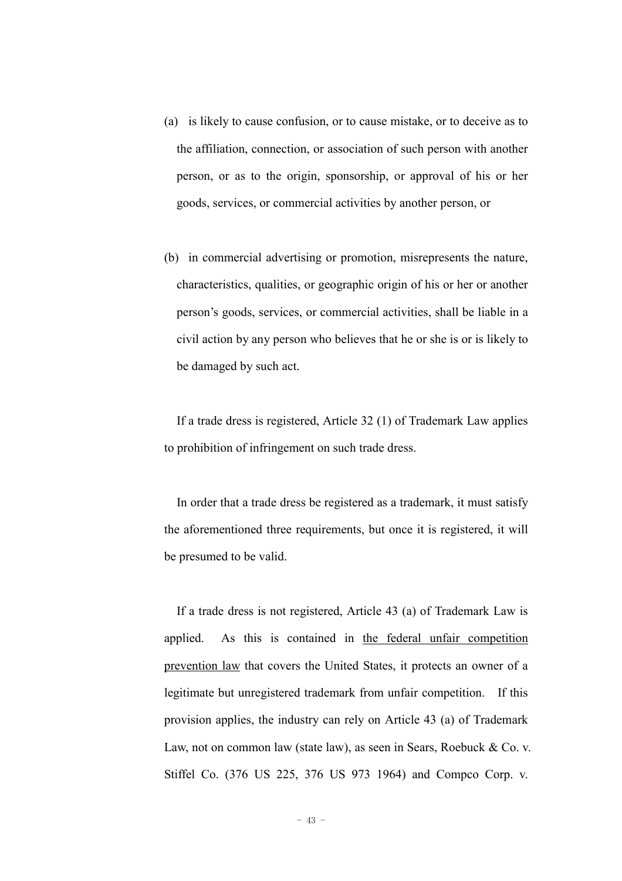(a) is likely to cause confusion, or to cause mistake, or to deceive as to the affiliation, connection, or association of such person with another person, or as to the origin, sponsorship, or approval of his or her goods, services, or commercial activities by another person, or

(b) in commercial advertising or promotion, misrepresents the nature, characteristics, qualities, or geographic origin of his or her or another person's goods, services, or commercial activities, shall be liable in a civil action by any person who believes that he or she is or is likely to be damaged by such act.

If a trade dress is registered, Article 32 (1) of Trademark Law applies to prohibition of infringement on such trade dress.

In order that a trade dress be registered as a trademark, it must satisfy the aforementioned three requirements, but once it is registered, it will be presumed to be valid.

If a trade dress is not registered, Article 43 (a) of Trademark Law is applied. As this is contained in <u>the federal unfair competition prevention law</u> that covers the United States, it protects an owner of a legitimate but unregistered trademark from unfair competition. If this provision applies, the industry can rely on Article 43 (a) of Trademark Law, not on common law (state law), as seen in Sears, Roebuck & Co. v. Stiffel Co. (376 US 225, 376 US 973 1964) and Compco Corp. v.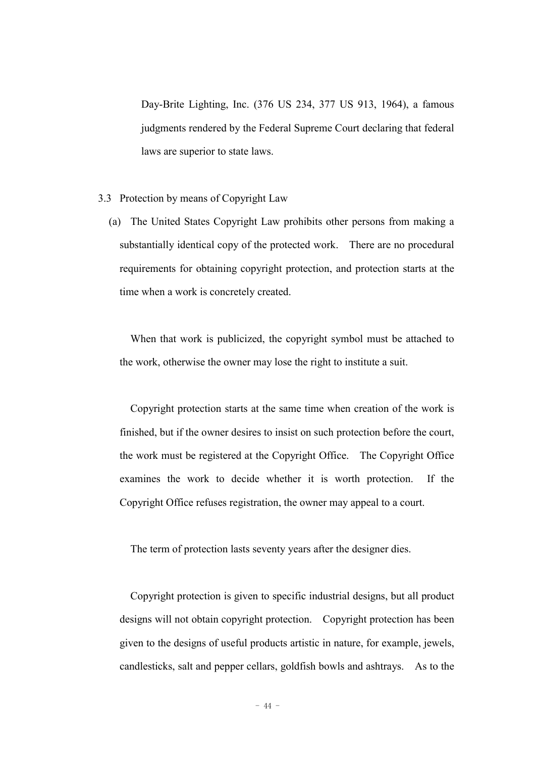Day-Brite Lighting, Inc. (376 US 234, 377 US 913, 1964), a famous judgments rendered by the Federal Supreme Court declaring that federal laws are superior to state laws.

3.3 Protection by means of Copyright Law

(a) The United States Copyright Law prohibits other persons from making a substantially identical copy of the protected work. There are no procedural requirements for obtaining copyright protection, and protection starts at the time when a work is concretely created.

When that work is publicized, the copyright symbol must be attached to the work, otherwise the owner may lose the right to institute a suit.

Copyright protection starts at the same time when creation of the work is finished, but if the owner desires to insist on such protection before the court, the work must be registered at the Copyright Office. The Copyright Office examines the work to decide whether it is worth protection. If the Copyright Office refuses registration, the owner may appeal to a court.

The term of protection lasts seventy years after the designer dies.

Copyright protection is given to specific industrial designs, but all product designs will not obtain copyright protection. Copyright protection has been given to the designs of useful products artistic in nature, for example, jewels, candlesticks, salt and pepper cellars, goldfish bowls and ashtrays. As to the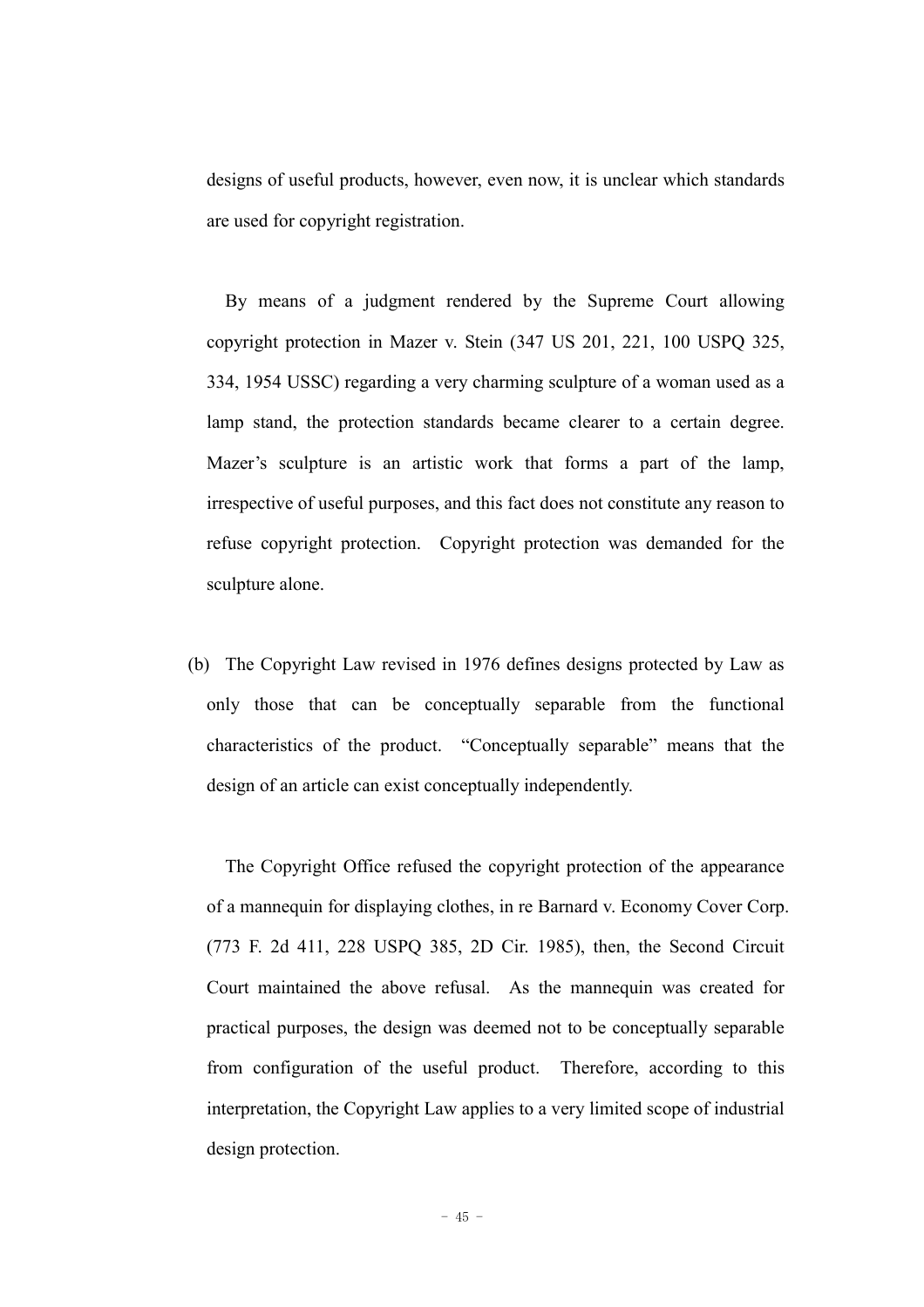designs of useful products, however, even now, it is unclear which standards are used for copyright registration.

By means of a judgment rendered by the Supreme Court allowing copyright protection in Mazer v. Stein (347 US 201, 221, 100 USPQ 325, 334, 1954 USSC) regarding a very charming sculpture of a woman used as a lamp stand, the protection standards became clearer to a certain degree. Mazer's sculpture is an artistic work that forms a part of the lamp, irrespective of useful purposes, and this fact does not constitute any reason to refuse copyright protection. Copyright protection was demanded for the sculpture alone.

(b) The Copyright Law revised in 1976 defines designs protected by Law as only those that can be conceptually separable from the functional characteristics of the product. "Conceptually separable" means that the design of an article can exist conceptually independently.

The Copyright Office refused the copyright protection of the appearance of a mannequin for displaying clothes, in re Barnard v. Economy Cover Corp. (773 F. 2d 411, 228 USPQ 385, 2D Cir. 1985), then, the Second Circuit Court maintained the above refusal. As the mannequin was created for practical purposes, the design was deemed not to be conceptually separable from configuration of the useful product. Therefore, according to this interpretation, the Copyright Law applies to a very limited scope of industrial design protection.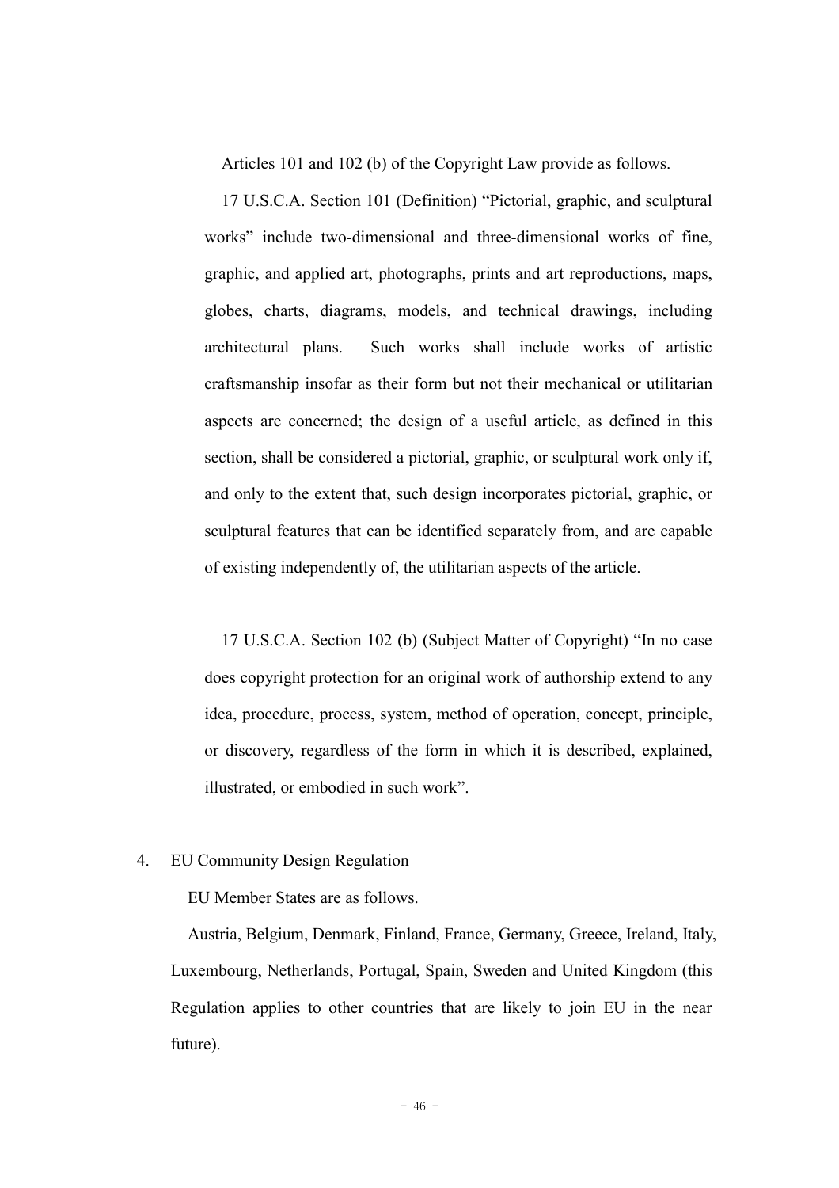Articles 101 and 102 (b) of the Copyright Law provide as follows.

17 U.S.C.A. Section 101 (Definition) "Pictorial, graphic, and sculptural works" include two-dimensional and three-dimensional works of fine, graphic, and applied art, photographs, prints and art reproductions, maps, globes, charts, diagrams, models, and technical drawings, including architectural plans. Such works shall include works of artistic craftsmanship insofar as their form but not their mechanical or utilitarian aspects are concerned; the design of a useful article, as defined in this section, shall be considered a pictorial, graphic, or sculptural work only if, and only to the extent that, such design incorporates pictorial, graphic, or sculptural features that can be identified separately from, and are capable of existing independently of, the utilitarian aspects of the article.

17 U.S.C.A. Section 102 (b) (Subject Matter of Copyright) "In no case does copyright protection for an original work of authorship extend to any idea, procedure, process, system, method of operation, concept, principle, or discovery, regardless of the form in which it is described, explained, illustrated, or embodied in such work".

4. EU Community Design Regulation

EU Member States are as follows.

Austria, Belgium, Denmark, Finland, France, Germany, Greece, Ireland, Italy, Luxembourg, Netherlands, Portugal, Spain, Sweden and United Kingdom (this Regulation applies to other countries that are likely to join EU in the near future).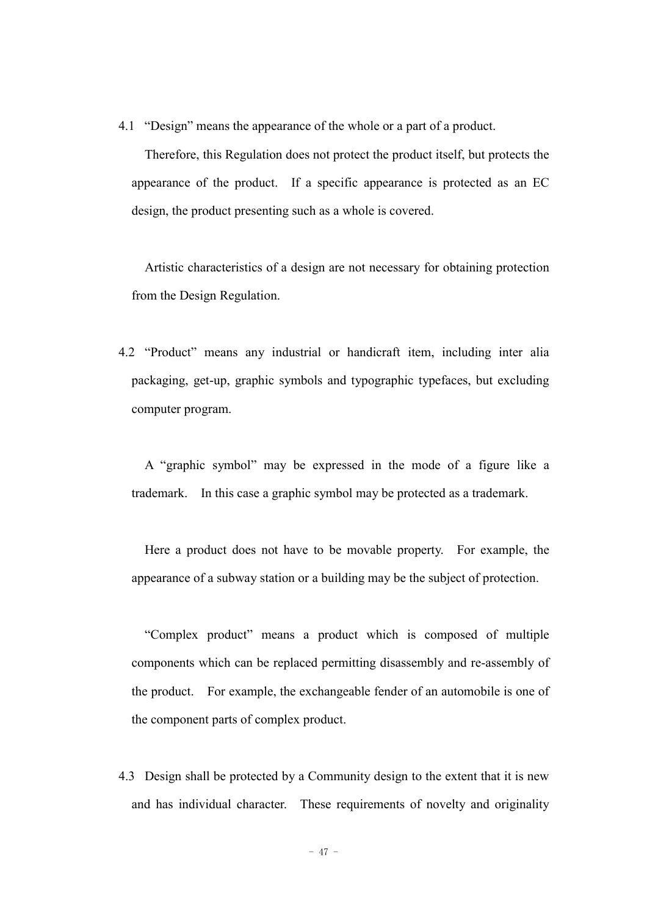4.1 "Design" means the appearance of the whole or a part of a product.

Therefore, this Regulation does not protect the product itself, but protects the appearance of the product. If a specific appearance is protected as an EC design, the product presenting such as a whole is covered.

Artistic characteristics of a design are not necessary for obtaining protection from the Design Regulation.

4.2 "Product" means any industrial or handicraft item, including inter alia packaging, get-up, graphic symbols and typographic typefaces, but excluding computer program.

A "graphic symbol" may be expressed in the mode of a figure like a trademark. In this case a graphic symbol may be protected as a trademark.

Here a product does not have to be movable property. For example, the appearance of a subway station or a building may be the subject of protection.

"Complex product" means a product which is composed of multiple components which can be replaced permitting disassembly and re-assembly of the product. For example, the exchangeable fender of an automobile is one of the component parts of complex product.

4.3 Design shall be protected by a Community design to the extent that it is new and has individual character. These requirements of novelty and originality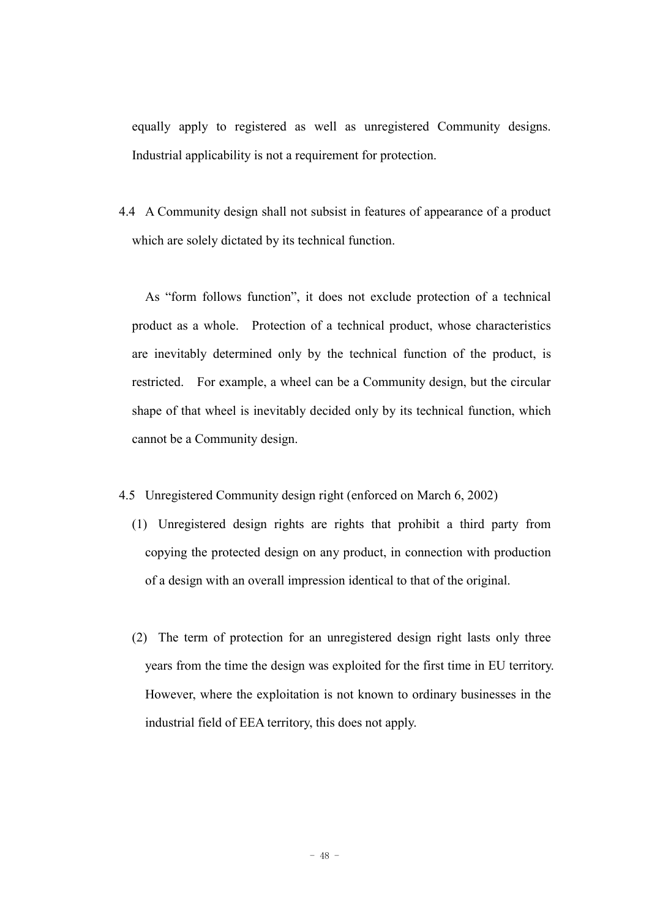equally apply to registered as well as unregistered Community designs. Industrial applicability is not a requirement for protection.

4.4 A Community design shall not subsist in features of appearance of a product which are solely dictated by its technical function.

As "form follows function", it does not exclude protection of a technical product as a whole. Protection of a technical product, whose characteristics are inevitably determined only by the technical function of the product, is restricted. For example, a wheel can be a Community design, but the circular shape of that wheel is inevitably decided only by its technical function, which cannot be a Community design.

4.5 Unregistered Community design right (enforced on March 6, 2002)

(1) Unregistered design rights are rights that prohibit a third party from copying the protected design on any product, in connection with production of a design with an overall impression identical to that of the original.

(2) The term of protection for an unregistered design right lasts only three years from the time the design was exploited for the first time in EU territory. However, where the exploitation is not known to ordinary businesses in the industrial field of EEA territory, this does not apply.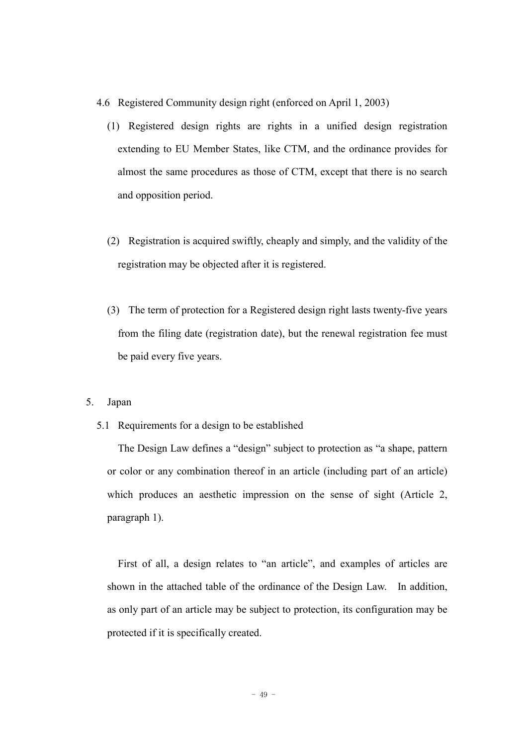### 4.6 Registered Community design right (enforced on April 1, 2003)

(1) Registered design rights are rights in a unified design registration extending to EU Member States, like CTM, and the ordinance provides for almost the same procedures as those of CTM, except that there is no search and opposition period.

(2) Registration is acquired swiftly, cheaply and simply, and the validity of the registration may be objected after it is registered.

(3) The term of protection for a Registered design right lasts twenty-five years from the filing date (registration date), but the renewal registration fee must be paid every five years.

## 5. Japan

### 5.1 Requirements for a design to be established

The Design Law defines a “design” subject to protection as “a shape, pattern or color or any combination thereof in an article (including part of an article) which produces an aesthetic impression on the sense of sight (Article 2, paragraph 1).

First of all, a design relates to “an article”, and examples of articles are shown in the attached table of the ordinance of the Design Law. In addition, as only part of an article may be subject to protection, its configuration may be protected if it is specifically created.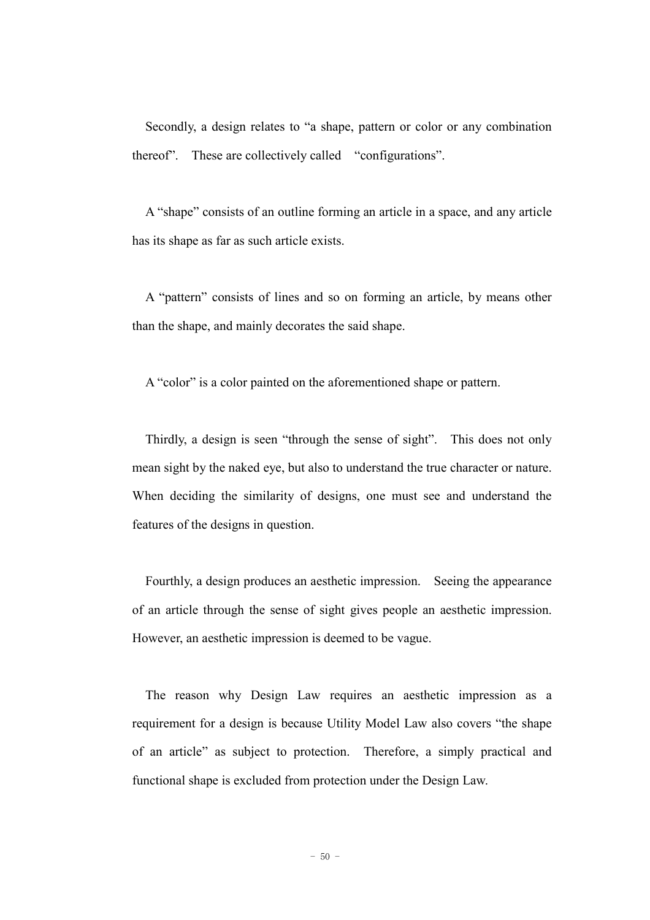Secondly, a design relates to “a shape, pattern or color or any combination thereof”. These are collectively called “configurations”.

A “shape” consists of an outline forming an article in a space, and any article has its shape as far as such article exists.

A “pattern” consists of lines and so on forming an article, by means other than the shape, and mainly decorates the said shape.

A “color” is a color painted on the aforementioned shape or pattern.

Thirdly, a design is seen “through the sense of sight”. This does not only mean sight by the naked eye, but also to understand the true character or nature. When deciding the similarity of designs, one must see and understand the features of the designs in question.

Fourthly, a design produces an aesthetic impression. Seeing the appearance of an article through the sense of sight gives people an aesthetic impression. However, an aesthetic impression is deemed to be vague.

The reason why Design Law requires an aesthetic impression as a requirement for a design is because Utility Model Law also covers “the shape of an article” as subject to protection. Therefore, a simply practical and functional shape is excluded from protection under the Design Law.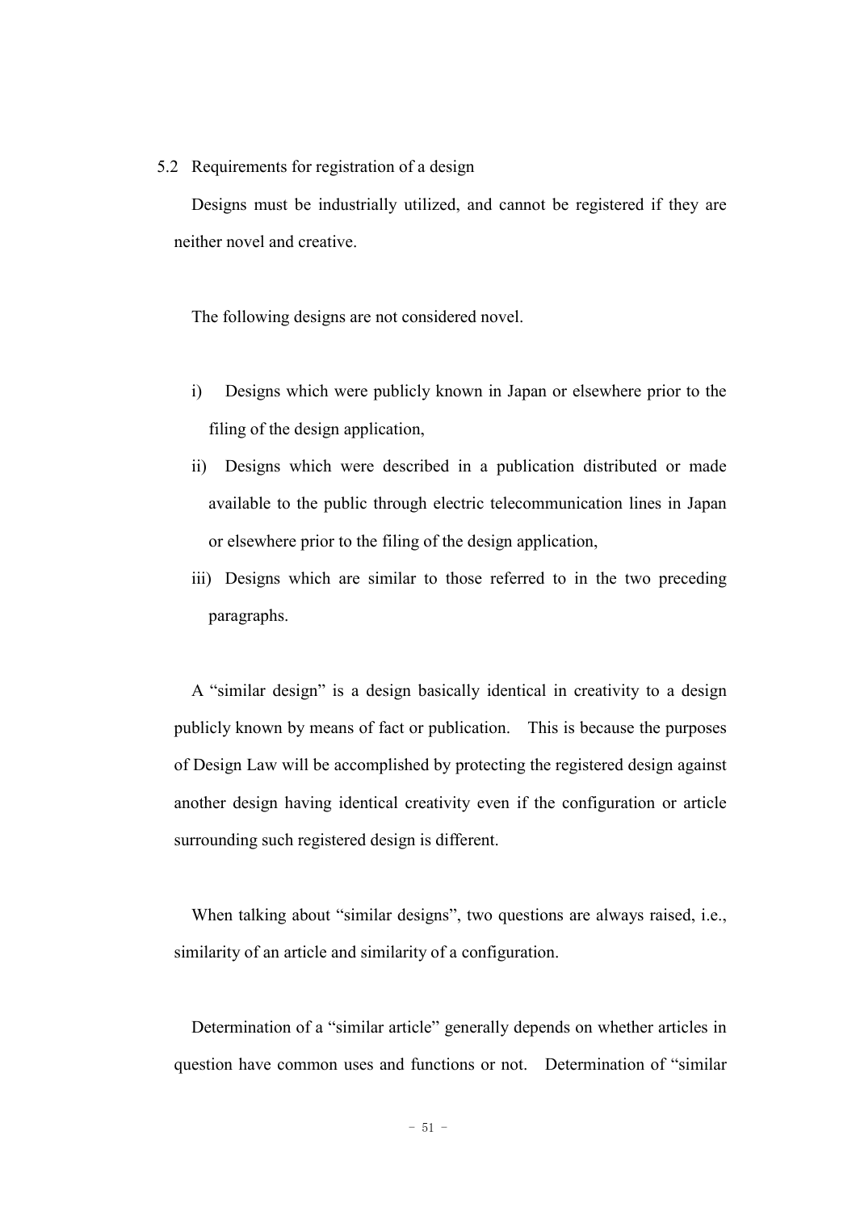## 5.2 Requirements for registration of a design

Designs must be industrially utilized, and cannot be registered if they are neither novel and creative.

The following designs are not considered novel.

i) Designs which were publicly known in Japan or elsewhere prior to the filing of the design application,

ii) Designs which were described in a publication distributed or made available to the public through electric telecommunication lines in Japan or elsewhere prior to the filing of the design application,

iii) Designs which are similar to those referred to in the two preceding paragraphs.

A "similar design" is a design basically identical in creativity to a design publicly known by means of fact or publication. This is because the purposes of Design Law will be accomplished by protecting the registered design against another design having identical creativity even if the configuration or article surrounding such registered design is different.

When talking about "similar designs", two questions are always raised, i.e., similarity of an article and similarity of a configuration.

Determination of a "similar article" generally depends on whether articles in question have common uses and functions or not. Determination of "similar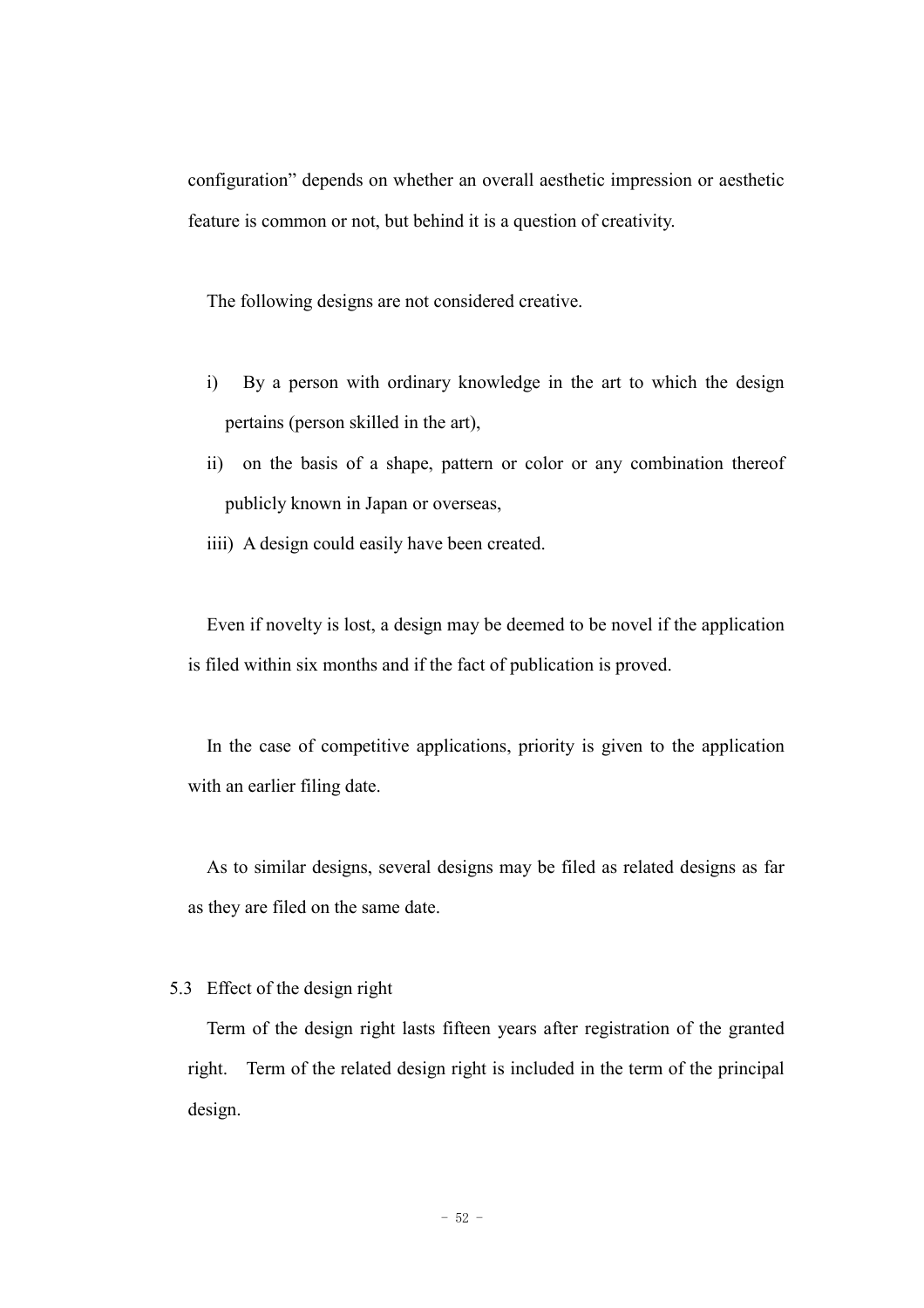configuration" depends on whether an overall aesthetic impression or aesthetic feature is common or not, but behind it is a question of creativity.

The following designs are not considered creative.

i) By a person with ordinary knowledge in the art to which the design pertains (person skilled in the art),

ii) on the basis of a shape, pattern or color or any combination thereof publicly known in Japan or overseas,

iiii) A design could easily have been created.

Even if novelty is lost, a design may be deemed to be novel if the application is filed within six months and if the fact of publication is proved.

In the case of competitive applications, priority is given to the application with an earlier filing date.

As to similar designs, several designs may be filed as related designs as far as they are filed on the same date.

5.3 Effect of the design right

Term of the design right lasts fifteen years after registration of the granted right. Term of the related design right is included in the term of the principal design.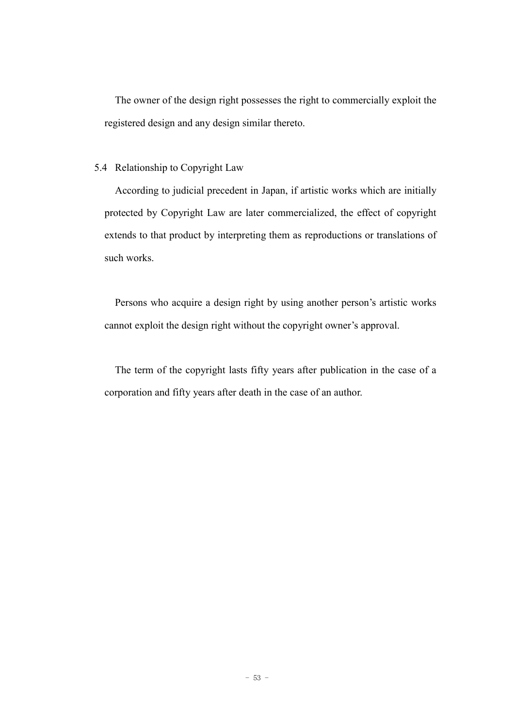The owner of the design right possesses the right to commercially exploit the registered design and any design similar thereto.

### 5.4 Relationship to Copyright Law

According to judicial precedent in Japan, if artistic works which are initially protected by Copyright Law are later commercialized, the effect of copyright extends to that product by interpreting them as reproductions or translations of such works.

Persons who acquire a design right by using another person's artistic works cannot exploit the design right without the copyright owner's approval.

The term of the copyright lasts fifty years after publication in the case of a corporation and fifty years after death in the case of an author.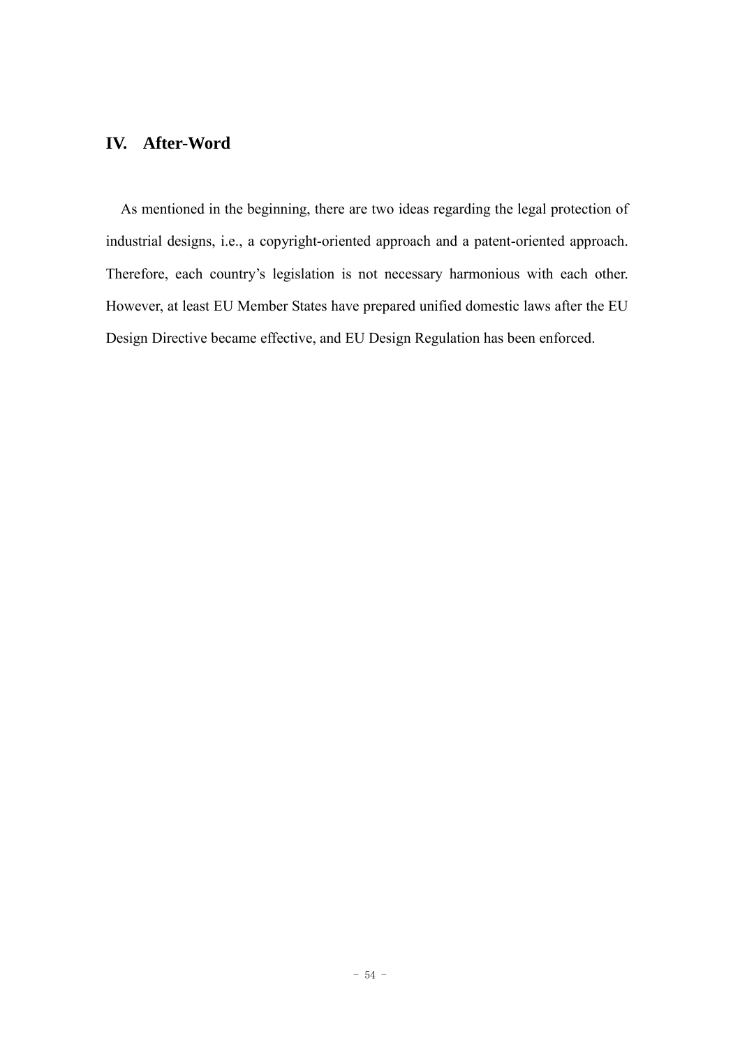## IV. After-Word

As mentioned in the beginning, there are two ideas regarding the legal protection of industrial designs, i.e., a copyright-oriented approach and a patent-oriented approach. Therefore, each country's legislation is not necessary harmonious with each other. However, at least EU Member States have prepared unified domestic laws after the EU Design Directive became effective, and EU Design Regulation has been enforced.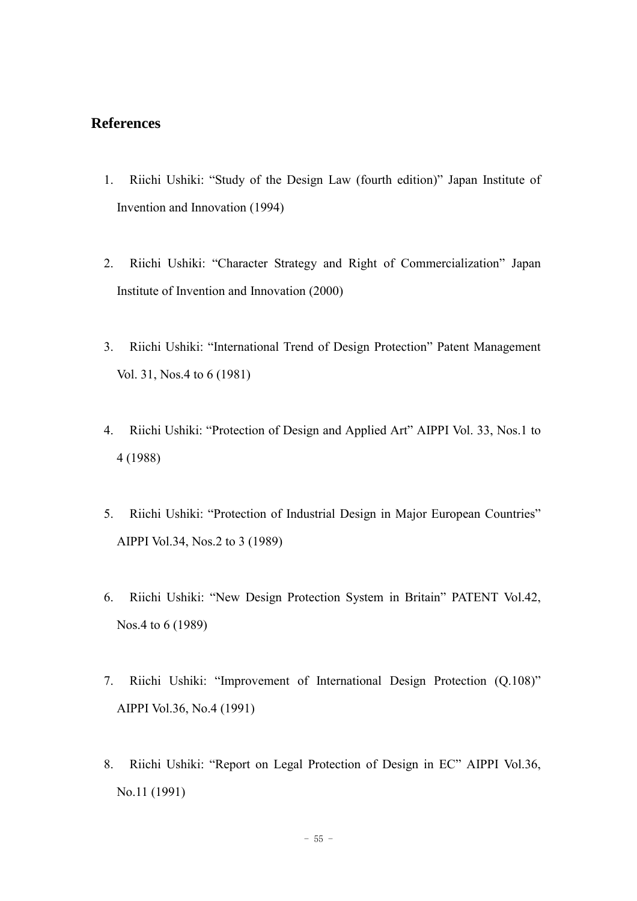## References

1. Riichi Ushiki: “Study of the Design Law (fourth edition)” Japan Institute of Invention and Innovation (1994)

2. Riichi Ushiki: “Character Strategy and Right of Commercialization” Japan Institute of Invention and Innovation (2000)

3. Riichi Ushiki: “International Trend of Design Protection” Patent Management Vol. 31, Nos.4 to 6 (1981)

4. Riichi Ushiki: “Protection of Design and Applied Art” AIPPI Vol. 33, Nos.1 to 4 (1988)

5. Riichi Ushiki: “Protection of Industrial Design in Major European Countries” AIPPI Vol.34, Nos.2 to 3 (1989)

6. Riichi Ushiki: “New Design Protection System in Britain” PATENT Vol.42, Nos.4 to 6 (1989)

7. Riichi Ushiki: “Improvement of International Design Protection (Q.108)” AIPPI Vol.36, No.4 (1991)

8. Riichi Ushiki: “Report on Legal Protection of Design in EC” AIPPI Vol.36, No.11 (1991)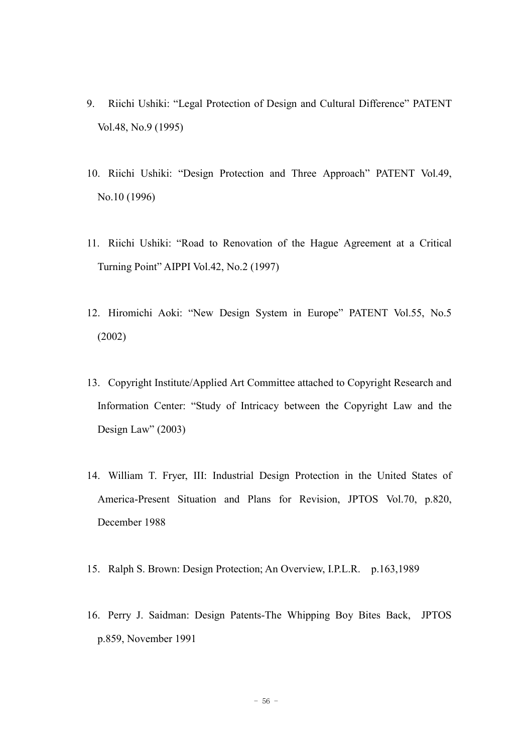9. Riichi Ushiki: “Legal Protection of Design and Cultural Difference” PATENT Vol.48, No.9 (1995)

10. Riichi Ushiki: “Design Protection and Three Approach” PATENT Vol.49, No.10 (1996)

11. Riichi Ushiki: “Road to Renovation of the Hague Agreement at a Critical Turning Point” AIPPI Vol.42, No.2 (1997)

12. Hiromichi Aoki: “New Design System in Europe” PATENT Vol.55, No.5 (2002)

13. Copyright Institute/Applied Art Committee attached to Copyright Research and Information Center: “Study of Intricacy between the Copyright Law and the Design Law” (2003)

14. William T. Fryer, III: Industrial Design Protection in the United States of America-Present Situation and Plans for Revision, JPTOS Vol.70, p.820, December 1988

15. Ralph S. Brown: Design Protection; An Overview, I.P.L.R. p.163,1989

16. Perry J. Saidman: Design Patents-The Whipping Boy Bites Back, JPTOS p.859, November 1991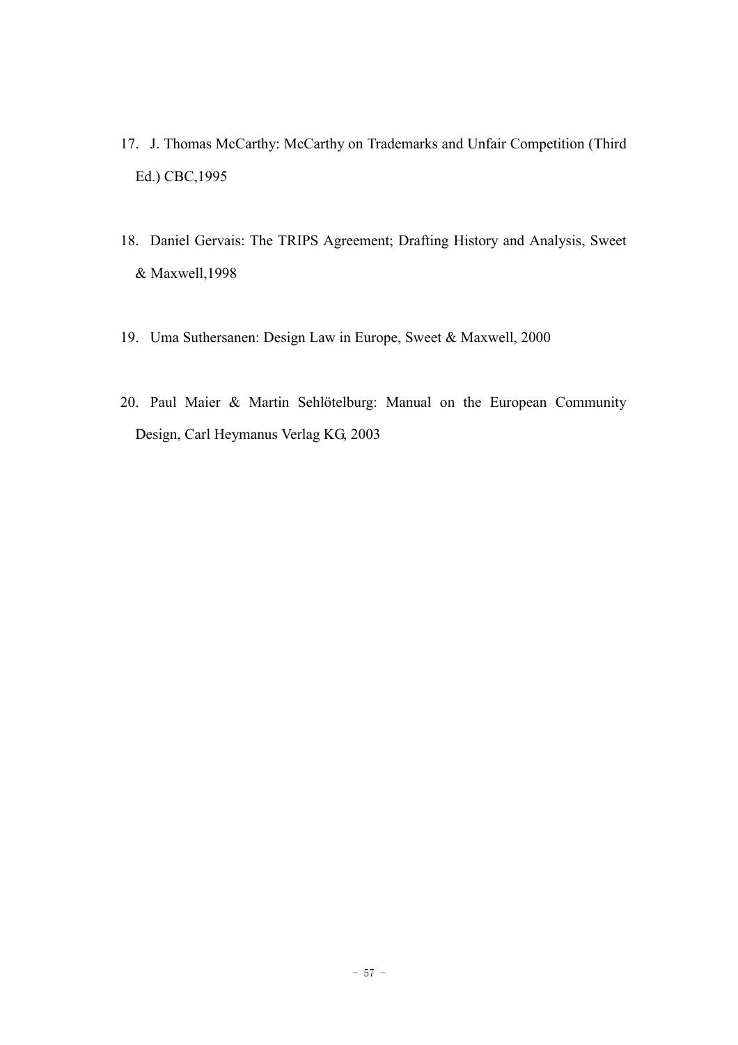17. J. Thomas McCarthy: McCarthy on Trademarks and Unfair Competition (Third Ed.) CBC,1995

18. Daniel Gervais: The TRIPS Agreement; Drafting History and Analysis, Sweet & Maxwell,1998

19. Uma Suthersanen: Design Law in Europe, Sweet & Maxwell, 2000

20. Paul Maier & Martin Sehlötelburg: Manual on the European Community Design, Carl Heymanus Verlag KG, 2003